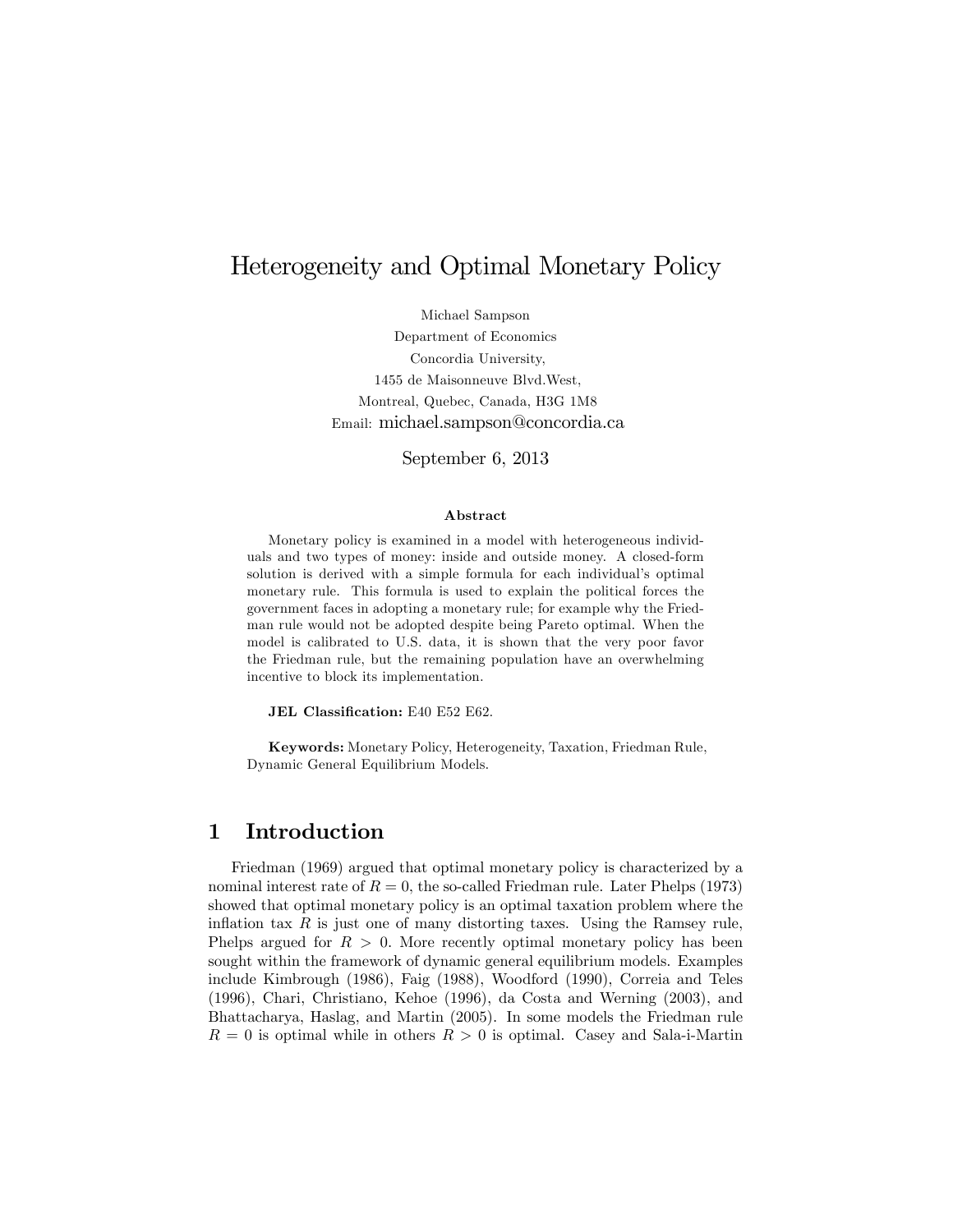# Heterogeneity and Optimal Monetary Policy

Michael Sampson
Department of Economics
Concordia University,
1455 de Maisonneuve Blvd.West,
Montreal, Quebec, Canada, H3G 1M8
Email: michael.sampson@concordia.ca

September 6, 2013

### Abstract

Monetary policy is examined in a model with heterogeneous individuals and two types of money: inside and outside money. A closed-form solution is derived with a simple formula for each individual's optimal monetary rule. This formula is used to explain the political forces the government faces in adopting a monetary rule; for example why the Friedman rule would not be adopted despite being Pareto optimal. When the model is calibrated to U.S. data, it is shown that the very poor favor the Friedman rule, but the remaining population have an overwhelming incentive to block its implementation.

**JEL Classification:** E40 E52 E62.

**Keywords:** Monetary Policy, Heterogeneity, Taxation, Friedman Rule, Dynamic General Equilibrium Models.

## 1 Introduction

Friedman (1969) argued that optimal monetary policy is characterized by a nominal interest rate of $R = 0$, the so-called Friedman rule. Later Phelps (1973) showed that optimal monetary policy is an optimal taxation problem where the inflation tax $R$ is just one of many distorting taxes. Using the Ramsey rule, Phelps argued for $R > 0$. More recently optimal monetary policy has been sought within the framework of dynamic general equilibrium models. Examples include Kimbrough (1986), Faig (1988), Woodford (1990), Correia and Teles (1996), Chari, Christiano, Kehoe (1996), da Costa and Werning (2003), and Bhattacharya, Haslag, and Martin (2005). In some models the Friedman rule $R = 0$ is optimal while in others $R > 0$ is optimal. Casey and Sala-i-Martin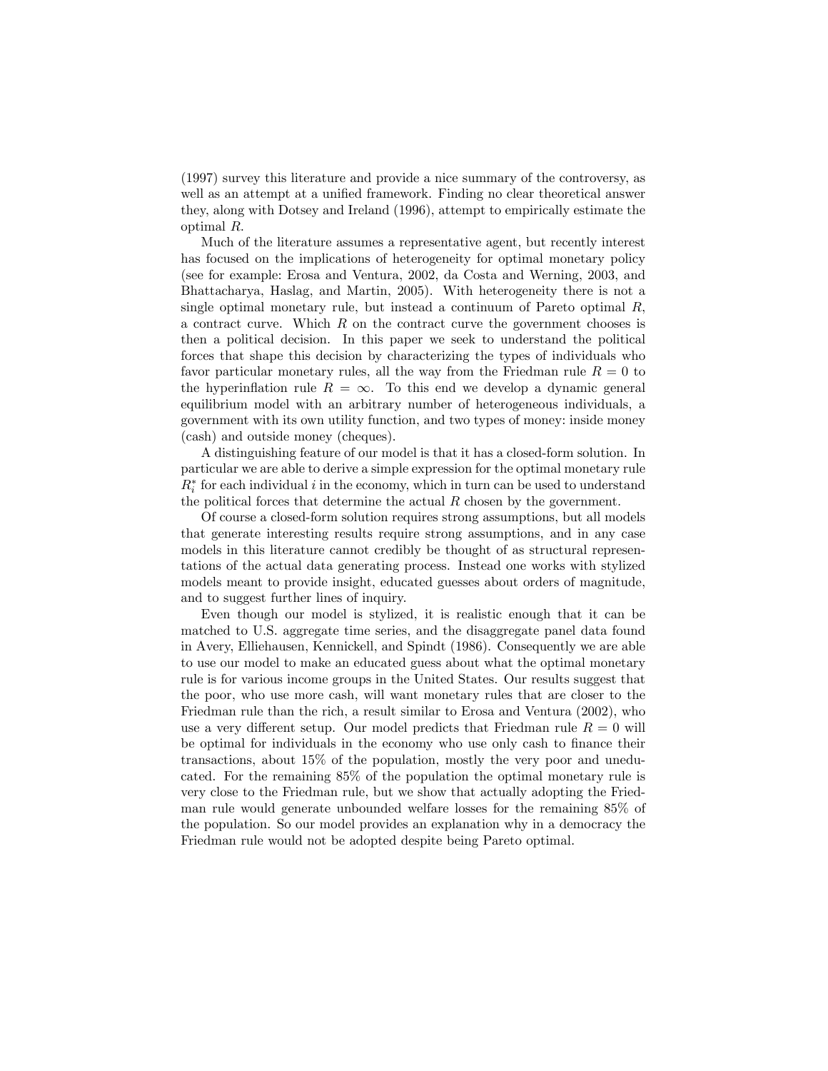(1997) survey this literature and provide a nice summary of the controversy, as well as an attempt at a unified framework. Finding no clear theoretical answer they, along with Dotsey and Ireland (1996), attempt to empirically estimate the optimal $R$.

Much of the literature assumes a representative agent, but recently interest has focused on the implications of heterogeneity for optimal monetary policy (see for example: Erosa and Ventura, 2002, da Costa and Werning, 2003, and Bhattacharya, Haslag, and Martin, 2005). With heterogeneity there is not a single optimal monetary rule, but instead a continuum of Pareto optimal $R$, a contract curve. Which $R$ on the contract curve the government chooses is then a political decision. In this paper we seek to understand the political forces that shape this decision by characterizing the types of individuals who favor particular monetary rules, all the way from the Friedman rule $R = 0$ to the hyperinflation rule $R = \infty$. To this end we develop a dynamic general equilibrium model with an arbitrary number of heterogeneous individuals, a government with its own utility function, and two types of money: inside money (cash) and outside money (cheques).

A distinguishing feature of our model is that it has a closed-form solution. In particular we are able to derive a simple expression for the optimal monetary rule $R_i^*$ for each individual $i$ in the economy, which in turn can be used to understand the political forces that determine the actual $R$ chosen by the government.

Of course a closed-form solution requires strong assumptions, but all models that generate interesting results require strong assumptions, and in any case models in this literature cannot credibly be thought of as structural representations of the actual data generating process. Instead one works with stylized models meant to provide insight, educated guesses about orders of magnitude, and to suggest further lines of inquiry.

Even though our model is stylized, it is realistic enough that it can be matched to U.S. aggregate time series, and the disaggregate panel data found in Avery, Elliehausen, Kennickell, and Spindt (1986). Consequently we are able to use our model to make an educated guess about what the optimal monetary rule is for various income groups in the United States. Our results suggest that the poor, who use more cash, will want monetary rules that are closer to the Friedman rule than the rich, a result similar to Erosa and Ventura (2002), who use a very different setup. Our model predicts that Friedman rule $R = 0$ will be optimal for individuals in the economy who use only cash to finance their transactions, about 15% of the population, mostly the very poor and uneducated. For the remaining 85% of the population the optimal monetary rule is very close to the Friedman rule, but we show that actually adopting the Friedman rule would generate unbounded welfare losses for the remaining 85% of the population. So our model provides an explanation why in a democracy the Friedman rule would not be adopted despite being Pareto optimal.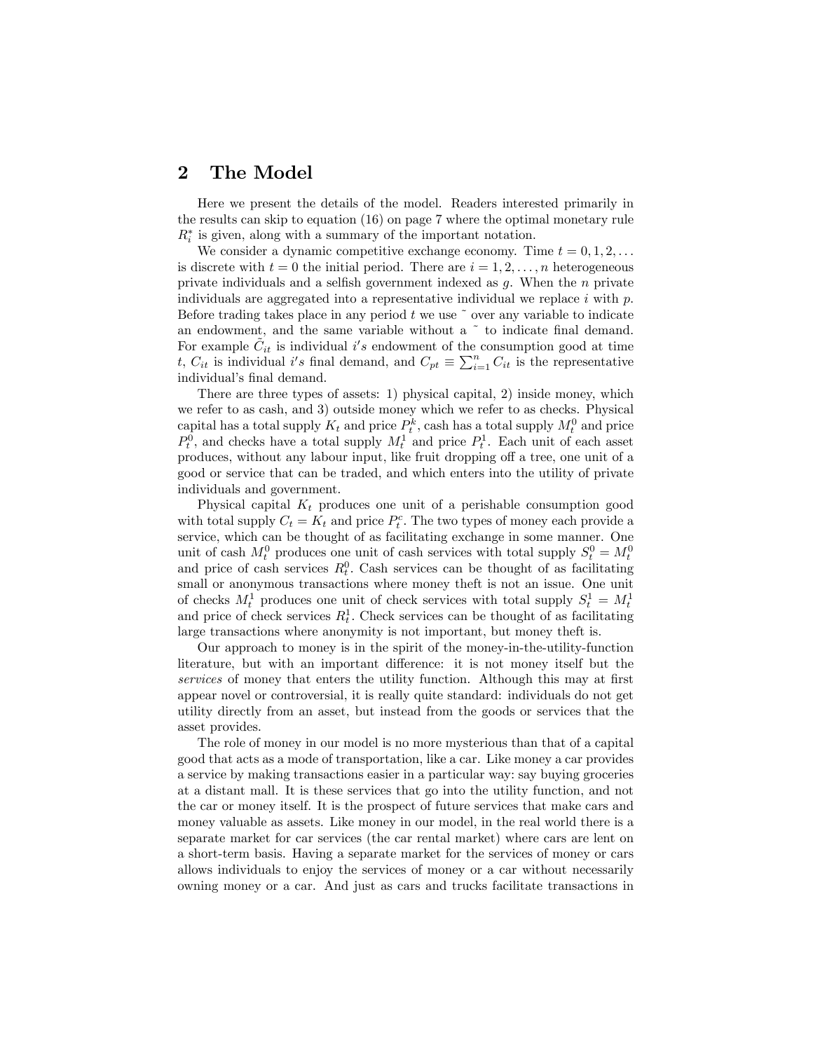## 2 The Model

Here we present the details of the model. Readers interested primarily in the results can skip to equation (16) on page 7 where the optimal monetary rule $R_i^*$ is given, along with a summary of the important notation.

We consider a dynamic competitive exchange economy. Time $t = 0, 1, 2, \ldots$ is discrete with $t = 0$ the initial period. There are $i = 1, 2, \ldots, n$ heterogeneous private individuals and a selfish government indexed as $g$. When the $n$ private individuals are aggregated into a representative individual we replace $i$ with $p$. Before trading takes place in any period $t$ we use ˜ over any variable to indicate an endowment, and the same variable without a ˜ to indicate final demand. For example $\tilde{C}_{it}$ is individual $i's$ endowment of the consumption good at time $t$, $C_{it}$ is individual $i's$ final demand, and $C_{pt} \equiv \sum_{i=1}^{n} C_{it}$ is the representative individual's final demand.

There are three types of assets: 1) physical capital, 2) inside money, which we refer to as cash, and 3) outside money which we refer to as checks. Physical capital has a total supply $K_t$ and price $P_t^k$, cash has a total supply $M_t^0$ and price $P_t^0$, and checks have a total supply $M_t^1$ and price $P_t^1$. Each unit of each asset produces, without any labour input, like fruit dropping off a tree, one unit of a good or service that can be traded, and which enters into the utility of private individuals and government.

Physical capital $K_t$ produces one unit of a perishable consumption good with total supply $C_t = K_t$ and price $P_t^c$. The two types of money each provide a service, which can be thought of as facilitating exchange in some manner. One unit of cash $M_t^0$ produces one unit of cash services with total supply $S_t^0 = M_t^0$ and price of cash services $R_t^0$. Cash services can be thought of as facilitating small or anonymous transactions where money theft is not an issue. One unit of checks $M_t^1$ produces one unit of check services with total supply $S_t^1 = M_t^1$ and price of check services $R_t^1$. Check services can be thought of as facilitating large transactions where anonymity is not important, but money theft is.

Our approach to money is in the spirit of the money-in-the-utility-function literature, but with an important difference: it is not money itself but the *services* of money that enters the utility function. Although this may at first appear novel or controversial, it is really quite standard: individuals do not get utility directly from an asset, but instead from the goods or services that the asset provides.

The role of money in our model is no more mysterious than that of a capital good that acts as a mode of transportation, like a car. Like money a car provides a service by making transactions easier in a particular way: say buying groceries at a distant mall. It is these services that go into the utility function, and not the car or money itself. It is the prospect of future services that make cars and money valuable as assets. Like money in our model, in the real world there is a separate market for car services (the car rental market) where cars are lent on a short-term basis. Having a separate market for the services of money or cars allows individuals to enjoy the services of money or a car without necessarily owning money or a car. And just as cars and trucks facilitate transactions in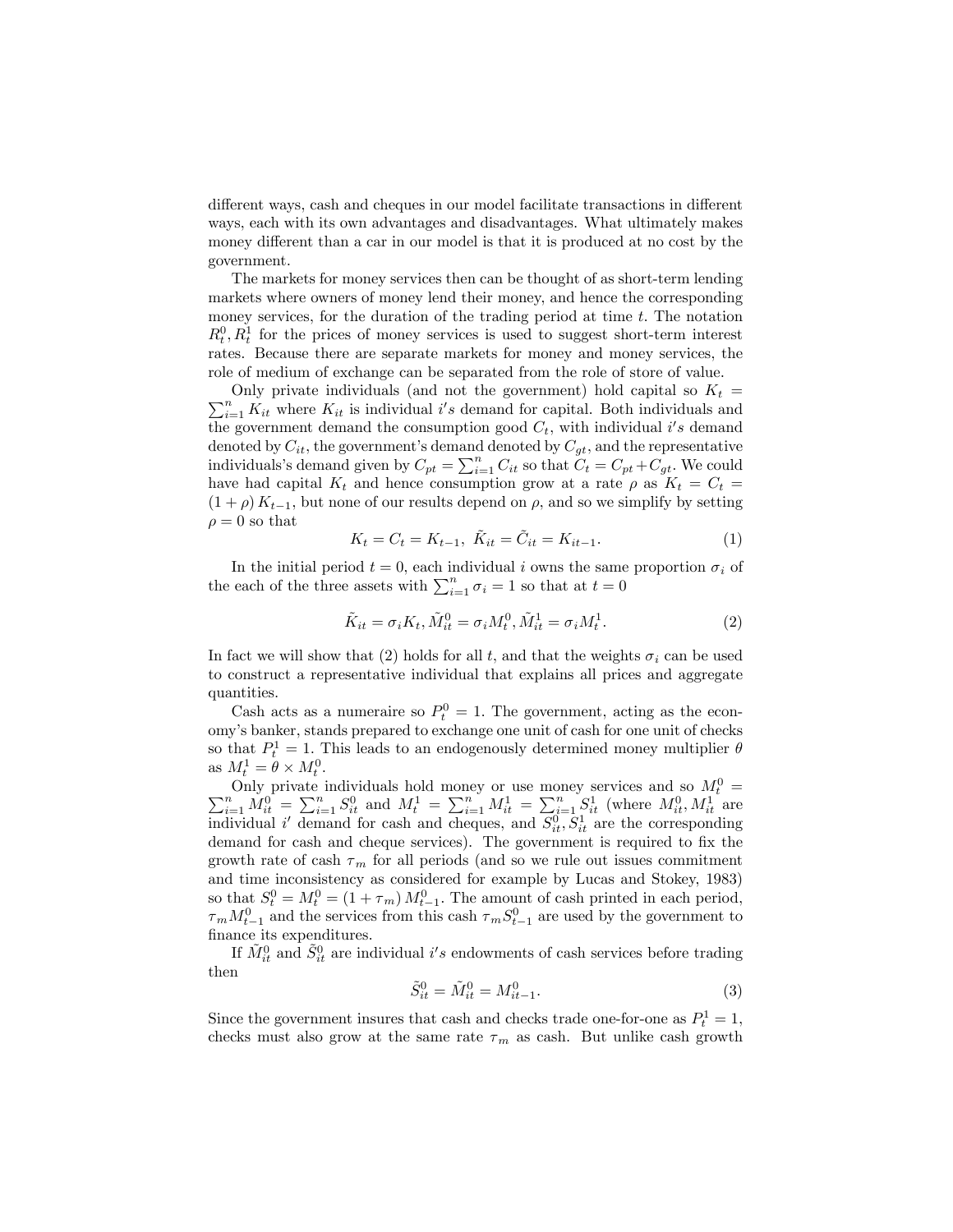different ways, cash and cheques in our model facilitate transactions in different ways, each with its own advantages and disadvantages. What ultimately makes money different than a car in our model is that it is produced at no cost by the government.

The markets for money services then can be thought of as short-term lending markets where owners of money lend their money, and hence the corresponding money services, for the duration of the trading period at time $t$. The notation $R_t^0, R_t^1$ for the prices of money services is used to suggest short-term interest rates. Because there are separate markets for money and money services, the role of medium of exchange can be separated from the role of store of value.

Only private individuals (and not the government) hold capital so $K_t = \sum_{i=1}^n K_{it}$ where $K_{it}$ is individual $i's$ demand for capital. Both individuals and the government demand the consumption good $C_t$, with individual $i's$ demand denoted by $C_{it}$, the government's demand denoted by $C_{gt}$, and the representative individuals's demand given by $C_{pt} = \sum_{i=1}^n C_{it}$ so that $C_t = C_{pt} + C_{gt}$. We could have had capital $K_t$ and hence consumption grow at a rate $\rho$ as $K_t = C_t = (1+\rho) K_{t-1}$, but none of our results depend on $\rho$, and so we simplify by setting $\rho = 0$ so that

$$K_t = C_t = K_{t-1}, \; \tilde{K}_{it} = \tilde{C}_{it} = K_{it-1}. \tag{1}$$

In the initial period $t = 0$, each individual $i$ owns the same proportion $\sigma_i$ of the each of the three assets with $\sum_{i=1}^n \sigma_i = 1$ so that at $t = 0$

$$\tilde{K}_{it} = \sigma_i K_t, \tilde{M}_{it}^0 = \sigma_i M_t^0, \tilde{M}_{it}^1 = \sigma_i M_t^1. \tag{2}$$

In fact we will show that (2) holds for all $t$, and that the weights $\sigma_i$ can be used to construct a representative individual that explains all prices and aggregate quantities.

Cash acts as a numeraire so $P_t^0 = 1$. The government, acting as the economy's banker, stands prepared to exchange one unit of cash for one unit of checks so that $P_t^1 = 1$. This leads to an endogenously determined money multiplier $\theta$ as $M_t^1 = \theta \times M_t^0$.

Only private individuals hold money or use money services and so $M_t^0 = \sum_{i=1}^n M_{it}^0 = \sum_{i=1}^n S_{it}^0$ and $M_t^1 = \sum_{i=1}^n M_{it}^1 = \sum_{i=1}^n S_{it}^1$ (where $M_{it}^0, M_{it}^1$ are individual $i'$ demand for cash and cheques, and $S_{it}^0, S_{it}^1$ are the corresponding demand for cash and cheque services). The government is required to fix the growth rate of cash $\tau_m$ for all periods (and so we rule out issues commitment and time inconsistency as considered for example by Lucas and Stokey, 1983) so that $S_t^0 = M_t^0 = (1+\tau_m) M_{t-1}^0$. The amount of cash printed in each period, $\tau_m M_{t-1}^0$ and the services from this cash $\tau_m S_{t-1}^0$ are used by the government to finance its expenditures.

If $\tilde{M}_{it}^0$ and $\tilde{S}_{it}^0$ are individual $i's$ endowments of cash services before trading then

$$\tilde{S}_{it}^0 = \tilde{M}_{it}^0 = M_{it-1}^0. \tag{3}$$

Since the government insures that cash and checks trade one-for-one as $P_t^1 = 1$, checks must also grow at the same rate $\tau_m$ as cash. But unlike cash growth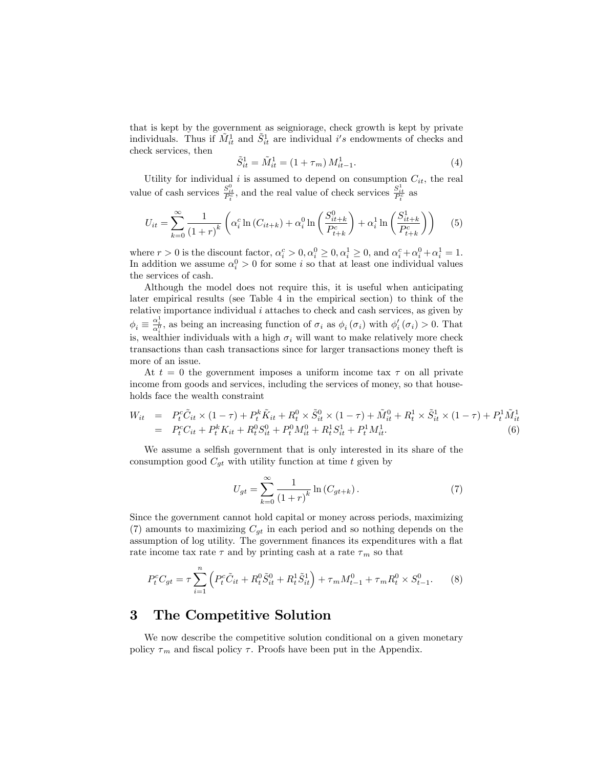that is kept by the government as seigniorage, check growth is kept by private individuals. Thus if $\tilde{M}_{it}^1$ and $\tilde{S}_{it}^1$ are individual $i's$ endowments of checks and check services, then

$$\tilde{S}_{it}^1 = \tilde{M}_{it}^1 = (1+\tau_m) M_{it-1}^1. \tag{4}$$

Utility for individual $i$ is assumed to depend on consumption $C_{it}$, the real value of cash services $\frac{S_{it}^0}{P_t^c}$, and the real value of check services $\frac{S_{it}^1}{P_t^c}$ as

$$U_{it} = \sum_{k=0}^{\infty} \frac{1}{(1+r)^k} \left( \alpha_i^c \ln (C_{it+k}) + \alpha_i^0 \ln \left( \frac{S_{it+k}^0}{P_{t+k}^c} \right) + \alpha_i^1 \ln \left( \frac{S_{it+k}^1}{P_{t+k}^c} \right) \right) \tag{5}$$

where $r > 0$ is the discount factor, $\alpha_i^c > 0, \alpha_i^0 \geq 0, \alpha_i^1 \geq 0$, and $\alpha_i^c + \alpha_i^0 + \alpha_i^1 = 1$. In addition we assume $\alpha_i^0 > 0$ for some $i$ so that at least one individual values the services of cash.

Although the model does not require this, it is useful when anticipating later empirical results (see Table 4 in the empirical section) to think of the relative importance individual $i$ attaches to check and cash services, as given by $\phi_i \equiv \frac{\alpha_i^1}{\alpha_i^0}$, as being an increasing function of $\sigma_i$ as $\phi_i(\sigma_i)$ with $\phi_i'(\sigma_i) > 0$. That is, wealthier individuals with a high $\sigma_i$ will want to make relatively more check transactions than cash transactions since for larger transactions money theft is more of an issue.

At $t = 0$ the government imposes a uniform income tax $\tau$ on all private income from goods and services, including the services of money, so that households face the wealth constraint

$$\begin{aligned} W_{it} &= P_t^c \tilde{C}_{it} \times (1-\tau) + P_t^k \tilde{K}_{it} + R_t^0 \times \tilde{S}_{it}^0 \times (1-\tau) + \tilde{M}_{it}^0 + R_t^1 \times \tilde{S}_{it}^1 \times (1-\tau) + P_t^1 \tilde{M}_{it}^1 \\ &= P_t^c C_{it} + P_t^k K_{it} + R_t^0 S_{it}^0 + P_t^0 M_{it}^0 + R_t^1 S_{it}^1 + P_t^1 M_{it}^1. \end{aligned} \tag{6}$$

We assume a selfish government that is only interested in its share of the consumption good $C_{gt}$ with utility function at time $t$ given by

$$U_{gt} = \sum_{k=0}^{\infty} \frac{1}{(1+r)^k} \ln (C_{gt+k}). \tag{7}$$

Since the government cannot hold capital or money across periods, maximizing (7) amounts to maximizing $C_{gt}$ in each period and so nothing depends on the assumption of log utility. The government finances its expenditures with a flat rate income tax rate $\tau$ and by printing cash at a rate $\tau_m$ so that

$$P_t^c C_{gt} = \tau \sum_{i=1}^{n} \left( P_t^c \tilde{C}_{it} + R_t^0 \tilde{S}_{it}^0 + R_t^1 \tilde{S}_{it}^1 \right) + \tau_m M_{t-1}^0 + \tau_m R_t^0 \times S_{t-1}^0. \tag{8}$$

# 3 The Competitive Solution

We now describe the competitive solution conditional on a given monetary policy $\tau_m$ and fiscal policy $\tau$. Proofs have been put in the Appendix.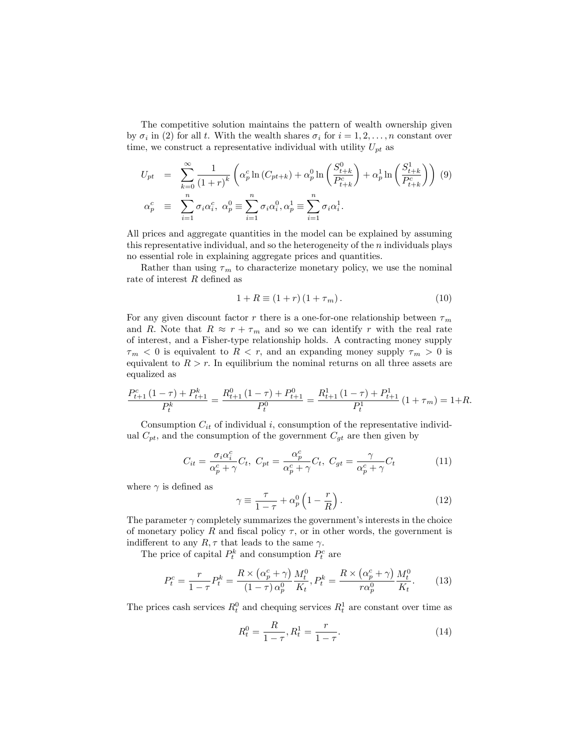The competitive solution maintains the pattern of wealth ownership given by $\sigma_i$ in (2) for all $t$. With the wealth shares $\sigma_i$ for $i = 1, 2, \ldots, n$ constant over time, we construct a representative individual with utility $U_{pt}$ as

$$
\begin{aligned}
U_{pt} &= \sum_{k=0}^{\infty} \frac{1}{(1+r)^k} \left( \alpha_p^c \ln (C_{pt+k}) + \alpha_p^0 \ln \left( \frac{S_{t+k}^0}{P_{t+k}^c} \right) + \alpha_p^1 \ln \left( \frac{S_{t+k}^1}{P_{t+k}^c} \right) \right) \quad (9) \\
\alpha_p^c &\equiv \sum_{i=1}^{n} \sigma_i \alpha_i^c, \ \alpha_p^0 \equiv \sum_{i=1}^{n} \sigma_i \alpha_i^0, \alpha_p^1 \equiv \sum_{i=1}^{n} \sigma_i \alpha_i^1.
\end{aligned}
$$

All prices and aggregate quantities in the model can be explained by assuming this representative individual, and so the heterogeneity of the $n$ individuals plays no essential role in explaining aggregate prices and quantities.

Rather than using $\tau_m$ to characterize monetary policy, we use the nominal rate of interest $R$ defined as

$$
1 + R \equiv (1 + r)(1 + \tau_m). \tag{10}
$$

For any given discount factor $r$ there is a one-for-one relationship between $\tau_m$ and $R$. Note that $R \approx r + \tau_m$ and so we can identify $r$ with the real rate of interest, and a Fisher-type relationship holds. A contracting money supply $\tau_m < 0$ is equivalent to $R < r$, and an expanding money supply $\tau_m > 0$ is equivalent to $R > r$. In equilibrium the nominal returns on all three assets are equalized as

$$
\frac{P_{t+1}^c (1-\tau) + P_{t+1}^k}{P_t^k} = \frac{R_{t+1}^0 (1-\tau) + P_{t+1}^0}{P_t^0} = \frac{R_{t+1}^1 (1-\tau) + P_{t+1}^1}{P_t^1} (1 + \tau_m) = 1 + R.
$$

Consumption $C_{it}$ of individual $i$, consumption of the representative individual $C_{pt}$, and the consumption of the government $C_{gt}$ are then given by

$$
C_{it} = \frac{\sigma_i \alpha_i^c}{\alpha_p^c + \gamma} C_t, \ C_{pt} = \frac{\alpha_p^c}{\alpha_p^c + \gamma} C_t, \ C_{gt} = \frac{\gamma}{\alpha_p^c + \gamma} C_t \tag{11}
$$

where $\gamma$ is defined as

$$
\gamma \equiv \frac{\tau}{1-\tau} + \alpha_p^0 \left( 1 - \frac{r}{R} \right). \tag{12}
$$

The parameter $\gamma$ completely summarizes the government's interests in the choice of monetary policy $R$ and fiscal policy $\tau$, or in other words, the government is indifferent to any $R, \tau$ that leads to the same $\gamma$.

The price of capital $P_t^k$ and consumption $P_t^c$ are

$$
P_t^c = \frac{r}{1-\tau} P_t^k = \frac{R \times (\alpha_p^c + \gamma)}{(1-\tau)\alpha_p^0} \frac{M_t^0}{K_t}, P_t^k = \frac{R \times (\alpha_p^c + \gamma)}{r \alpha_p^0} \frac{M_t^0}{K_t}. \tag{13}
$$

The prices cash services $R_t^0$ and chequing services $R_t^1$ are constant over time as

$$
R_t^0 = \frac{R}{1-\tau}, R_t^1 = \frac{r}{1-\tau}. \tag{14}
$$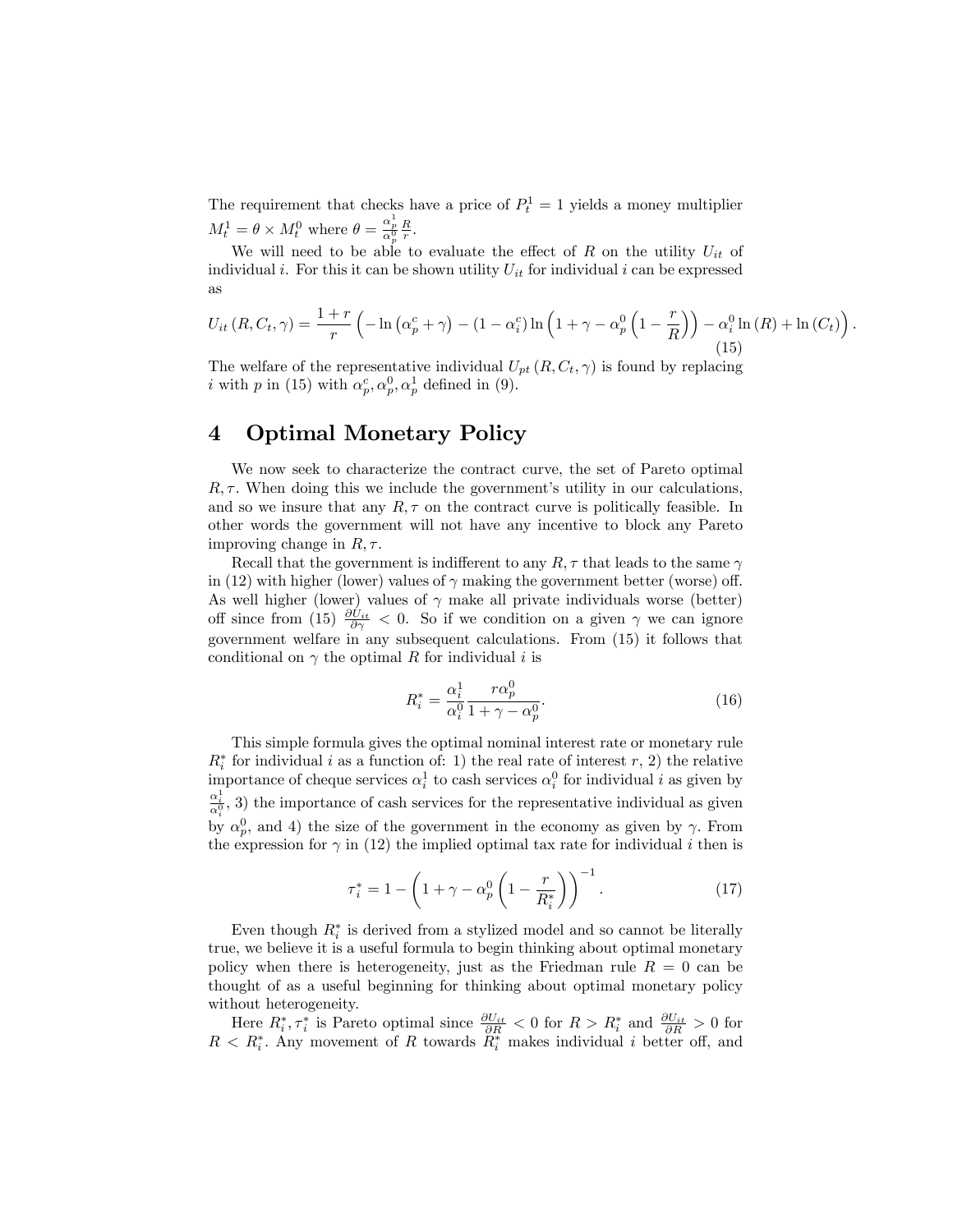The requirement that checks have a price of $P_t^1 = 1$ yields a money multiplier $M_t^1 = \theta \times M_t^0$ where $\theta = \frac{\alpha_p^1}{\alpha_p^0}\frac{R}{r}$.

We will need to be able to evaluate the effect of $R$ on the utility $U_{it}$ of individual $i$. For this it can be shown utility $U_{it}$ for individual $i$ can be expressed as

$$U_{it}(R, C_t, \gamma) = \frac{1+r}{r}\left(-\ln\left(\alpha_p^c + \gamma\right) - (1-\alpha_i^c)\ln\left(1+\gamma-\alpha_p^0\left(1-\frac{r}{R}\right)\right) - \alpha_i^0 \ln(R) + \ln(C_t)\right). \tag{15}$$

The welfare of the representative individual $U_{pt}(R, C_t, \gamma)$ is found by replacing $i$ with $p$ in (15) with $\alpha_p^c, \alpha_p^0, \alpha_p^1$ defined in (9).

# 4 Optimal Monetary Policy

We now seek to characterize the contract curve, the set of Pareto optimal $R, \tau$. When doing this we include the government's utility in our calculations, and so we insure that any $R, \tau$ on the contract curve is politically feasible. In other words the government will not have any incentive to block any Pareto improving change in $R, \tau$.

Recall that the government is indifferent to any $R, \tau$ that leads to the same $\gamma$ in (12) with higher (lower) values of $\gamma$ making the government better (worse) off. As well higher (lower) values of $\gamma$ make all private individuals worse (better) off since from (15) $\frac{\partial U_{it}}{\partial \gamma} < 0$. So if we condition on a given $\gamma$ we can ignore government welfare in any subsequent calculations. From (15) it follows that conditional on $\gamma$ the optimal $R$ for individual $i$ is

$$R_i^* = \frac{\alpha_i^1}{\alpha_i^0}\frac{r\alpha_p^0}{1+\gamma-\alpha_p^0}. \tag{16}$$

This simple formula gives the optimal nominal interest rate or monetary rule $R_i^*$ for individual $i$ as a function of: 1) the real rate of interest $r$, 2) the relative importance of cheque services $\alpha_i^1$ to cash services $\alpha_i^0$ for individual $i$ as given by $\frac{\alpha_i^1}{\alpha_i^0}$, 3) the importance of cash services for the representative individual as given by $\alpha_p^0$, and 4) the size of the government in the economy as given by $\gamma$. From the expression for $\gamma$ in (12) the implied optimal tax rate for individual $i$ then is

$$\tau_i^* = 1 - \left(1+\gamma-\alpha_p^0\left(1-\frac{r}{R_i^*}\right)\right)^{-1}. \tag{17}$$

Even though $R_i^*$ is derived from a stylized model and so cannot be literally true, we believe it is a useful formula to begin thinking about optimal monetary policy when there is heterogeneity, just as the Friedman rule $R = 0$ can be thought of as a useful beginning for thinking about optimal monetary policy without heterogeneity.

Here $R_i^*, \tau_i^*$ is Pareto optimal since $\frac{\partial U_{it}}{\partial R} < 0$ for $R > R_i^*$ and $\frac{\partial U_{it}}{\partial R} > 0$ for $R < R_i^*$. Any movement of $R$ towards $R_i^*$ makes individual $i$ better off, and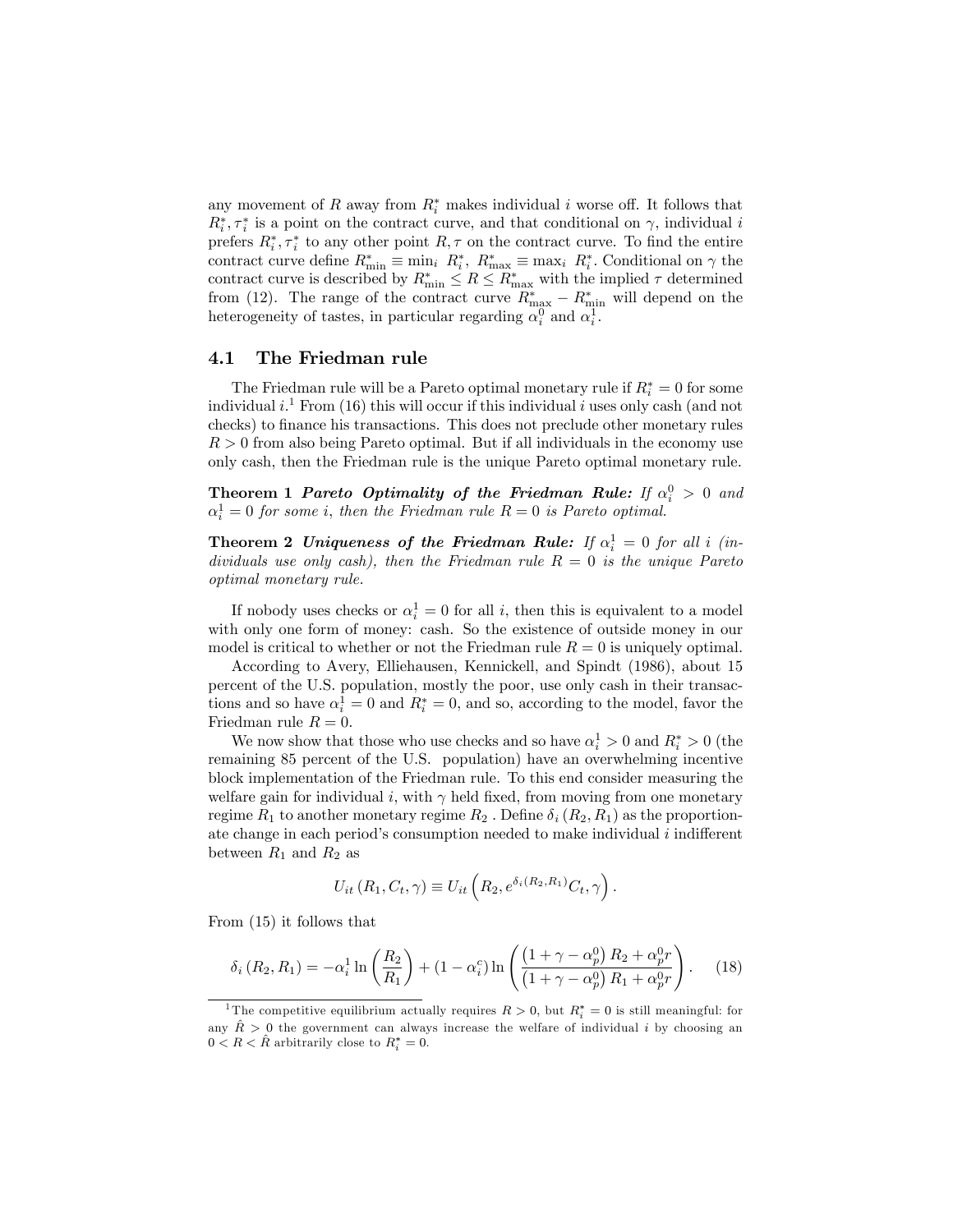any movement of $R$ away from $R_i^*$ makes individual $i$ worse off. It follows that $R_i^*, \tau_i^*$ is a point on the contract curve, and that conditional on $\gamma$, individual $i$ prefers $R_i^*, \tau_i^*$ to any other point $R, \tau$ on the contract curve. To find the entire contract curve define $R_{\min}^* \equiv \min_i \ R_i^*, \ R_{\max}^* \equiv \max_i \ R_i^*$. Conditional on $\gamma$ the contract curve is described by $R_{\min}^* \leq R \leq R_{\max}^*$ with the implied $\tau$ determined from (12). The range of the contract curve $R_{\max}^* - R_{\min}^*$ will depend on the heterogeneity of tastes, in particular regarding $\alpha_i^0$ and $\alpha_i^1$.

## 4.1 The Friedman rule

The Friedman rule will be a Pareto optimal monetary rule if $R_i^* = 0$ for some individual $i$.[1] From (16) this will occur if this individual $i$ uses only cash (and not checks) to finance his transactions. This does not preclude other monetary rules $R > 0$ from also being Pareto optimal. But if all individuals in the economy use only cash, then the Friedman rule is the unique Pareto optimal monetary rule.

**Theorem 1** ***Pareto Optimality of the Friedman Rule:*** *If $\alpha_i^0 > 0$ and $\alpha_i^1 = 0$ for some $i$, then the Friedman rule $R = 0$ is Pareto optimal.*

**Theorem 2** ***Uniqueness of the Friedman Rule:*** *If $\alpha_i^1 = 0$ for all $i$ (individuals use only cash), then the Friedman rule $R = 0$ is the unique Pareto optimal monetary rule.*

If nobody uses checks or $\alpha_i^1 = 0$ for all $i$, then this is equivalent to a model with only one form of money: cash. So the existence of outside money in our model is critical to whether or not the Friedman rule $R = 0$ is uniquely optimal.

According to Avery, Elliehausen, Kennickell, and Spindt (1986), about 15 percent of the U.S. population, mostly the poor, use only cash in their transactions and so have $\alpha_i^1 = 0$ and $R_i^* = 0$, and so, according to the model, favor the Friedman rule $R = 0$.

We now show that those who use checks and so have $\alpha_i^1 > 0$ and $R_i^* > 0$ (the remaining 85 percent of the U.S. population) have an overwhelming incentive block implementation of the Friedman rule. To this end consider measuring the welfare gain for individual $i$, with $\gamma$ held fixed, from moving from one monetary regime $R_1$ to another monetary regime $R_2$. Define $\delta_i(R_2, R_1)$ as the proportionate change in each period's consumption needed to make individual $i$ indifferent between $R_1$ and $R_2$ as

$$U_{it}(R_1, C_t, \gamma) \equiv U_{it}\left(R_2, e^{\delta_i(R_2, R_1)} C_t, \gamma\right).$$

From (15) it follows that

$$\delta_i(R_2, R_1) = -\alpha_i^1 \ln\left(\frac{R_2}{R_1}\right) + (1 - \alpha_i^c) \ln\left(\frac{\left(1 + \gamma - \alpha_p^0\right) R_2 + \alpha_p^0 r}{\left(1 + \gamma - \alpha_p^0\right) R_1 + \alpha_p^0 r}\right). \quad (18)$$

[1] The competitive equilibrium actually requires $R > 0$, but $R_i^* = 0$ is still meaningful: for any $\hat{R} > 0$ the government can always increase the welfare of individual $i$ by choosing an $0 < R < \hat{R}$ arbitrarily close to $R_i^* = 0$.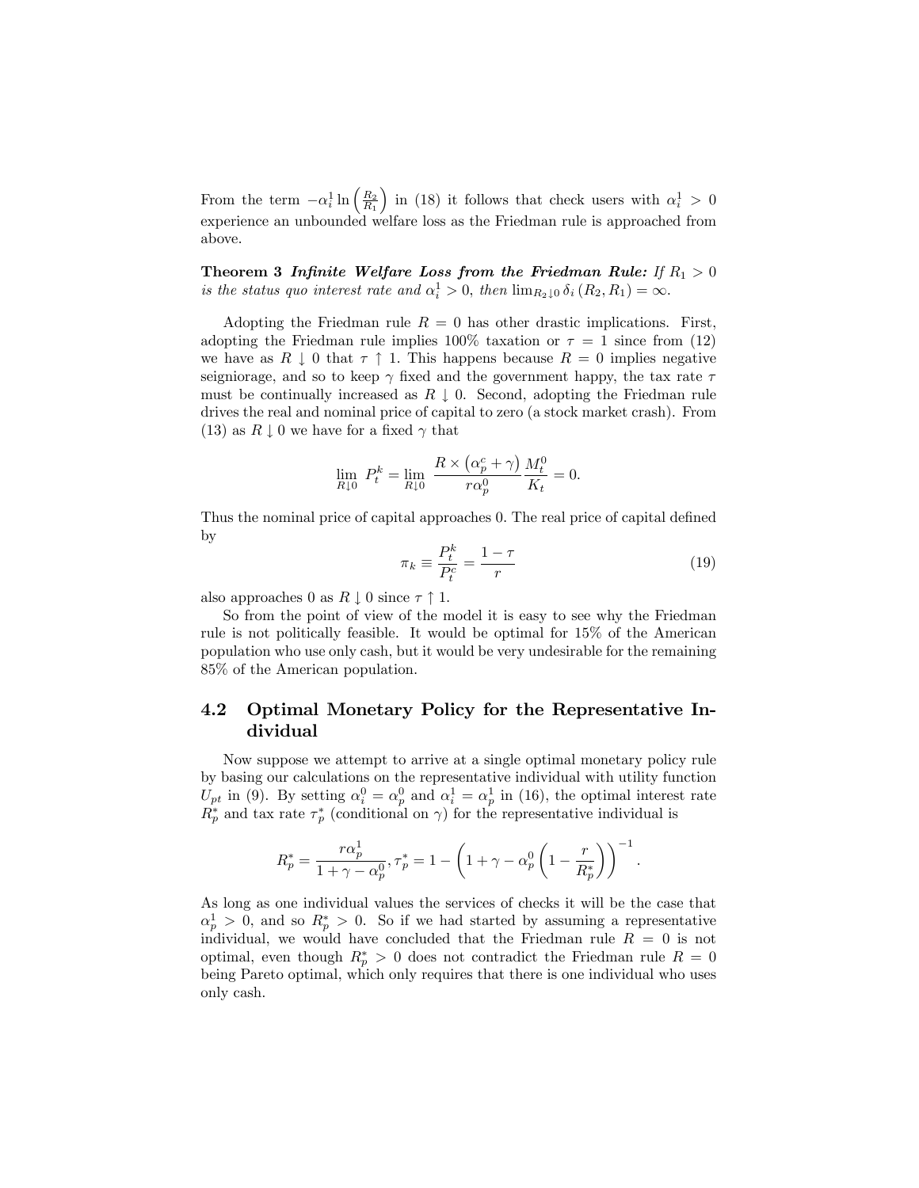From the term $-\alpha_i^1 \ln\left(\frac{R_2}{R_1}\right)$ in (18) it follows that check users with $\alpha_i^1 > 0$ experience an unbounded welfare loss as the Friedman rule is approached from above.

**Theorem 3** ***Infinite Welfare Loss from the Friedman Rule:*** *If $R_1 > 0$ is the status quo interest rate and $\alpha_i^1 > 0$, then $\lim_{R_2 \downarrow 0} \delta_i(R_2, R_1) = \infty$.*

Adopting the Friedman rule $R = 0$ has other drastic implications. First, adopting the Friedman rule implies 100% taxation or $\tau = 1$ since from (12) we have as $R \downarrow 0$ that $\tau \uparrow 1$. This happens because $R = 0$ implies negative seigniorage, and so to keep $\gamma$ fixed and the government happy, the tax rate $\tau$ must be continually increased as $R \downarrow 0$. Second, adopting the Friedman rule drives the real and nominal price of capital to zero (a stock market crash). From (13) as $R \downarrow 0$ we have for a fixed $\gamma$ that

$$\lim_{R \downarrow 0} P_t^k = \lim_{R \downarrow 0} \frac{R \times (\alpha_p^c + \gamma)}{r\alpha_p^0} \frac{M_t^0}{K_t} = 0.$$

Thus the nominal price of capital approaches 0. The real price of capital defined by

$$\pi_k \equiv \frac{P_t^k}{P_t^c} = \frac{1-\tau}{r} \tag{19}$$

also approaches 0 as $R \downarrow 0$ since $\tau \uparrow 1$.

So from the point of view of the model it is easy to see why the Friedman rule is not politically feasible. It would be optimal for 15% of the American population who use only cash, but it would be very undesirable for the remaining 85% of the American population.

## 4.2 Optimal Monetary Policy for the Representative Individual

Now suppose we attempt to arrive at a single optimal monetary policy rule by basing our calculations on the representative individual with utility function $U_{pt}$ in (9). By setting $\alpha_i^0 = \alpha_p^0$ and $\alpha_i^1 = \alpha_p^1$ in (16), the optimal interest rate $R_p^*$ and tax rate $\tau_p^*$ (conditional on $\gamma$) for the representative individual is

$$R_p^* = \frac{r\alpha_p^1}{1 + \gamma - \alpha_p^0}, \tau_p^* = 1 - \left(1 + \gamma - \alpha_p^0\left(1 - \frac{r}{R_p^*}\right)\right)^{-1}.$$

As long as one individual values the services of checks it will be the case that $\alpha_p^1 > 0$, and so $R_p^* > 0$. So if we had started by assuming a representative individual, we would have concluded that the Friedman rule $R = 0$ is not optimal, even though $R_p^* > 0$ does not contradict the Friedman rule $R = 0$ being Pareto optimal, which only requires that there is one individual who uses only cash.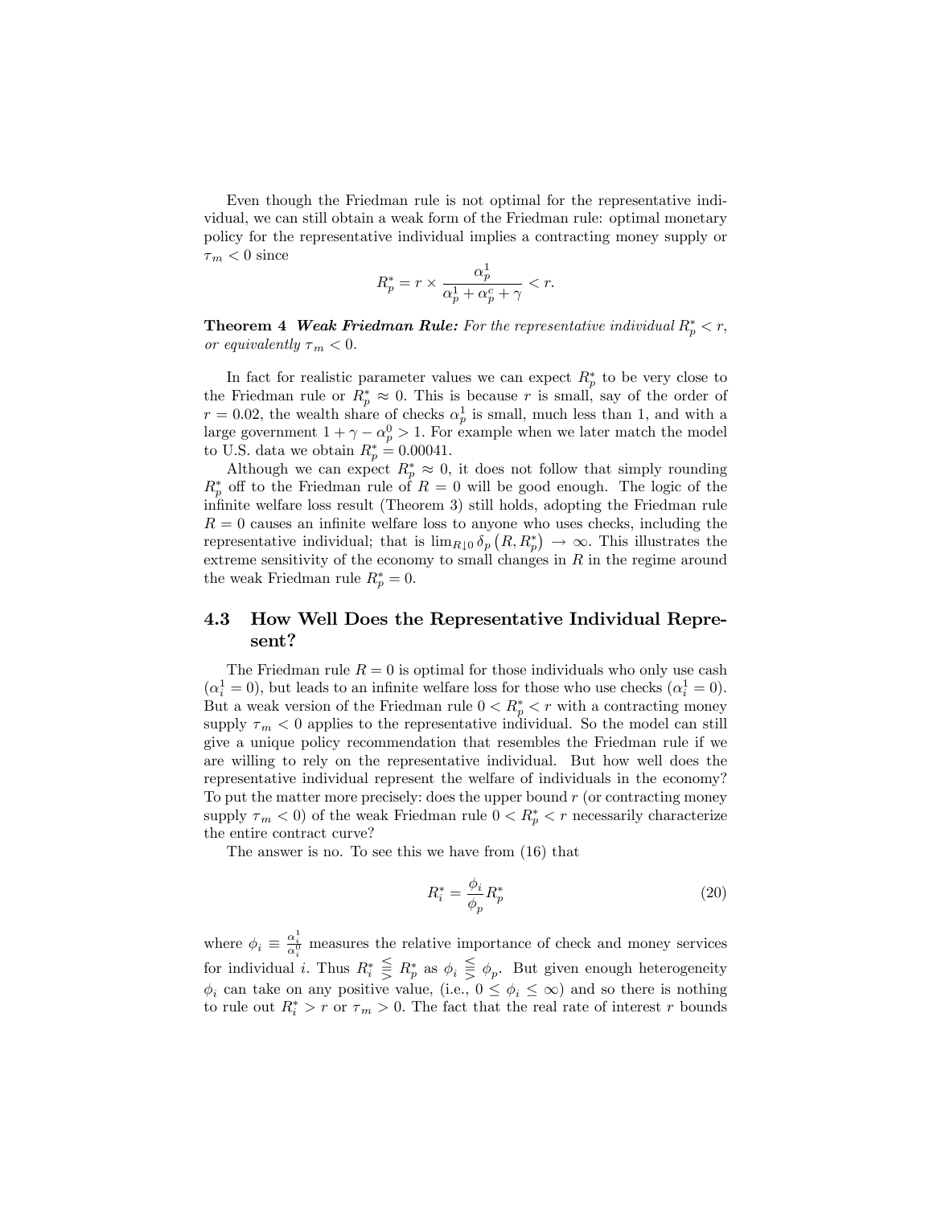Even though the Friedman rule is not optimal for the representative individual, we can still obtain a weak form of the Friedman rule: optimal monetary policy for the representative individual implies a contracting money supply or $\tau_m < 0$ since

$$R_p^* = r \times \frac{\alpha_p^1}{\alpha_p^1 + \alpha_p^c + \gamma} < r.$$

**Theorem 4** ***Weak Friedman Rule:*** *For the representative individual $R_p^* < r$, or equivalently $\tau_m < 0$.*

In fact for realistic parameter values we can expect $R_p^*$ to be very close to the Friedman rule or $R_p^* \approx 0$. This is because $r$ is small, say of the order of $r = 0.02$, the wealth share of checks $\alpha_p^1$ is small, much less than 1, and with a large government $1 + \gamma - \alpha_p^0 > 1$. For example when we later match the model to U.S. data we obtain $R_p^* = 0.00041$.

Although we can expect $R_p^* \approx 0$, it does not follow that simply rounding $R_p^*$ off to the Friedman rule of $R = 0$ will be good enough. The logic of the infinite welfare loss result (Theorem 3) still holds, adopting the Friedman rule $R = 0$ causes an infinite welfare loss to anyone who uses checks, including the representative individual; that is $\lim_{R \downarrow 0} \delta_p \left(R, R_p^*\right) \to \infty$. This illustrates the extreme sensitivity of the economy to small changes in $R$ in the regime around the weak Friedman rule $R_p^* = 0$.

## 4.3 How Well Does the Representative Individual Represent?

The Friedman rule $R = 0$ is optimal for those individuals who only use cash ($\alpha_i^1 = 0$), but leads to an infinite welfare loss for those who use checks ($\alpha_i^1 = 0$). But a weak version of the Friedman rule $0 < R_p^* < r$ with a contracting money supply $\tau_m < 0$ applies to the representative individual. So the model can still give a unique policy recommendation that resembles the Friedman rule if we are willing to rely on the representative individual. But how well does the representative individual represent the welfare of individuals in the economy? To put the matter more precisely: does the upper bound $r$ (or contracting money supply $\tau_m < 0$) of the weak Friedman rule $0 < R_p^* < r$ necessarily characterize the entire contract curve?

The answer is no. To see this we have from (16) that

$$R_i^* = \frac{\phi_i}{\phi_p} R_p^* \tag{20}$$

where $\phi_i \equiv \frac{\alpha_i^1}{\alpha_i^0}$ measures the relative importance of check and money services for individual $i$. Thus $R_i^* \lesseqgtr R_p^*$ as $\phi_i \lesseqgtr \phi_p$. But given enough heterogeneity $\phi_i$ can take on any positive value, (i.e., $0 \leq \phi_i \leq \infty$) and so there is nothing to rule out $R_i^* > r$ or $\tau_m > 0$. The fact that the real rate of interest $r$ bounds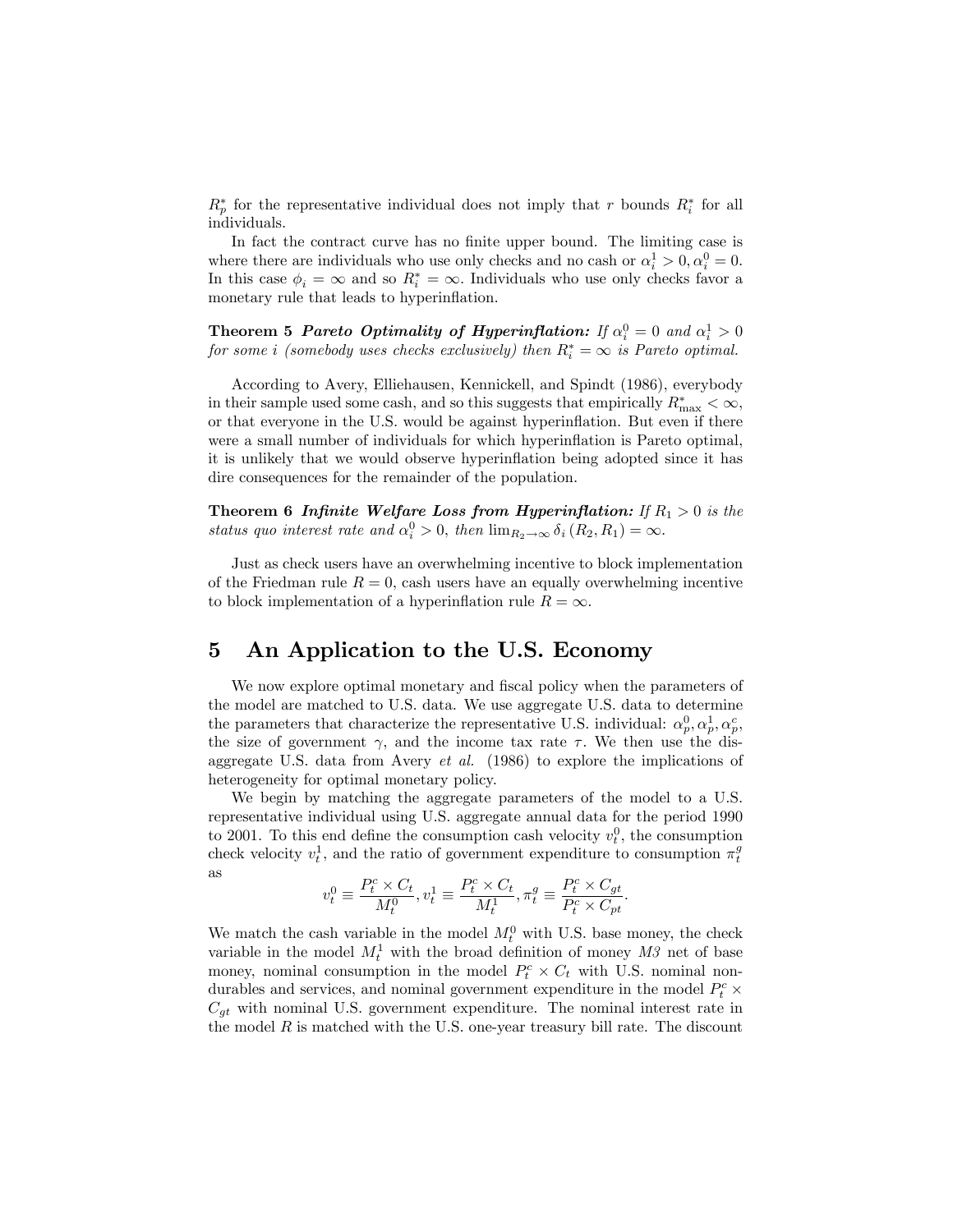$R_p^*$ for the representative individual does not imply that $r$ bounds $R_i^*$ for all individuals.

In fact the contract curve has no finite upper bound. The limiting case is where there are individuals who use only checks and no cash or $\alpha_i^1 > 0, \alpha_i^0 = 0$. In this case $\phi_i = \infty$ and so $R_i^* = \infty$. Individuals who use only checks favor a monetary rule that leads to hyperinflation.

**Theorem 5** ***Pareto Optimality of Hyperinflation:*** *If $\alpha_i^0 = 0$ and $\alpha_i^1 > 0$ for some $i$ (somebody uses checks exclusively) then $R_i^* = \infty$ is Pareto optimal.*

According to Avery, Elliehausen, Kennickell, and Spindt (1986), everybody in their sample used some cash, and so this suggests that empirically $R_{\max}^* < \infty$, or that everyone in the U.S. would be against hyperinflation. But even if there were a small number of individuals for which hyperinflation is Pareto optimal, it is unlikely that we would observe hyperinflation being adopted since it has dire consequences for the remainder of the population.

**Theorem 6** ***Infinite Welfare Loss from Hyperinflation:*** *If $R_1 > 0$ is the status quo interest rate and $\alpha_i^0 > 0$, then $\lim_{R_2 \to \infty} \delta_i (R_2, R_1) = \infty$.*

Just as check users have an overwhelming incentive to block implementation of the Friedman rule $R = 0$, cash users have an equally overwhelming incentive to block implementation of a hyperinflation rule $R = \infty$.

# 5 An Application to the U.S. Economy

We now explore optimal monetary and fiscal policy when the parameters of the model are matched to U.S. data. We use aggregate U.S. data to determine the parameters that characterize the representative U.S. individual: $\alpha_p^0, \alpha_p^1, \alpha_p^c$, the size of government $\gamma$, and the income tax rate $\tau$. We then use the disaggregate U.S. data from Avery *et al.* (1986) to explore the implications of heterogeneity for optimal monetary policy.

We begin by matching the aggregate parameters of the model to a U.S. representative individual using U.S. aggregate annual data for the period 1990 to 2001. To this end define the consumption cash velocity $v_t^0$, the consumption check velocity $v_t^1$, and the ratio of government expenditure to consumption $\pi_t^g$ as

$$v_t^0 \equiv \frac{P_t^c \times C_t}{M_t^0}, v_t^1 \equiv \frac{P_t^c \times C_t}{M_t^1}, \pi_t^g \equiv \frac{P_t^c \times C_{gt}}{P_t^c \times C_{pt}}.$$

We match the cash variable in the model $M_t^0$ with U.S. base money, the check variable in the model $M_t^1$ with the broad definition of money *M3* net of base money, nominal consumption in the model $P_t^c \times C_t$ with U.S. nominal non-durables and services, and nominal government expenditure in the model $P_t^c \times C_{gt}$ with nominal U.S. government expenditure. The nominal interest rate in the model $R$ is matched with the U.S. one-year treasury bill rate. The discount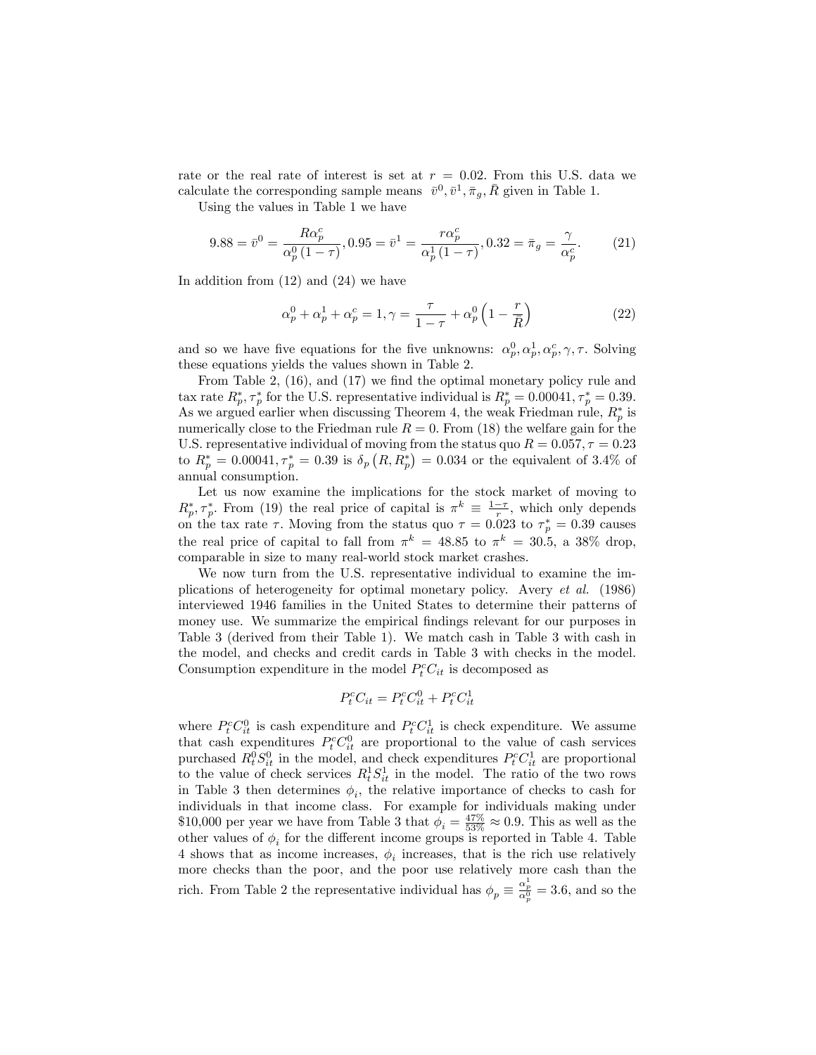rate or the real rate of interest is set at $r = 0.02$. From this U.S. data we calculate the corresponding sample means $\bar{v}^0, \bar{v}^1, \bar{\pi}_g, \bar{R}$ given in Table 1.

Using the values in Table 1 we have

$$9.88 = \bar{v}^0 = \frac{R\alpha_p^c}{\alpha_p^0 (1-\tau)}, 0.95 = \bar{v}^1 = \frac{r\alpha_p^c}{\alpha_p^1 (1-\tau)}, 0.32 = \bar{\pi}_g = \frac{\gamma}{\alpha_p^c}. \tag{21}$$

In addition from (12) and (24) we have

$$\alpha_p^0 + \alpha_p^1 + \alpha_p^c = 1, \gamma = \frac{\tau}{1-\tau} + \alpha_p^0 \left(1 - \frac{r}{\bar{R}}\right) \tag{22}$$

and so we have five equations for the five unknowns: $\alpha_p^0, \alpha_p^1, \alpha_p^c, \gamma, \tau$. Solving these equations yields the values shown in Table 2.

From Table 2, (16), and (17) we find the optimal monetary policy rule and tax rate $R_p^*, \tau_p^*$ for the U.S. representative individual is $R_p^* = 0.00041, \tau_p^* = 0.39$. As we argued earlier when discussing Theorem 4, the weak Friedman rule, $R_p^*$ is numerically close to the Friedman rule $R = 0$. From (18) the welfare gain for the U.S. representative individual of moving from the status quo $R = 0.057, \tau = 0.23$ to $R_p^* = 0.00041, \tau_p^* = 0.39$ is $\delta_p\left(R, R_p^*\right) = 0.034$ or the equivalent of 3.4% of annual consumption.

Let us now examine the implications for the stock market of moving to $R_p^*, \tau_p^*$. From (19) the real price of capital is $\pi^k \equiv \frac{1-\tau}{r}$, which only depends on the tax rate $\tau$. Moving from the status quo $\tau = 0.023$ to $\tau_p^* = 0.39$ causes the real price of capital to fall from $\pi^k = 48.85$ to $\pi^k = 30.5$, a 38% drop, comparable in size to many real-world stock market crashes.

We now turn from the U.S. representative individual to examine the implications of heterogeneity for optimal monetary policy. Avery *et al.* (1986) interviewed 1946 families in the United States to determine their patterns of money use. We summarize the empirical findings relevant for our purposes in Table 3 (derived from their Table 1). We match cash in Table 3 with cash in the model, and checks and credit cards in Table 3 with checks in the model. Consumption expenditure in the model $P_t^c C_{it}$ is decomposed as

$$P_t^c C_{it} = P_t^c C_{it}^0 + P_t^c C_{it}^1$$

where $P_t^c C_{it}^0$ is cash expenditure and $P_t^c C_{it}^1$ is check expenditure. We assume that cash expenditures $P_t^c C_{it}^0$ are proportional to the value of cash services purchased $R_t^0 S_{it}^0$ in the model, and check expenditures $P_t^c C_{it}^1$ are proportional to the value of check services $R_t^1 S_{it}^1$ in the model. The ratio of the two rows in Table 3 then determines $\phi_i$, the relative importance of checks to cash for individuals in that income class. For example for individuals making under \$10,000 per year we have from Table 3 that $\phi_i = \frac{47\%}{53\%} \approx 0.9$. This as well as the other values of $\phi_i$ for the different income groups is reported in Table 4. Table 4 shows that as income increases, $\phi_i$ increases, that is the rich use relatively more checks than the poor, and the poor use relatively more cash than the rich. From Table 2 the representative individual has $\phi_p \equiv \frac{\alpha_p^1}{\alpha_p^0} = 3.6$, and so the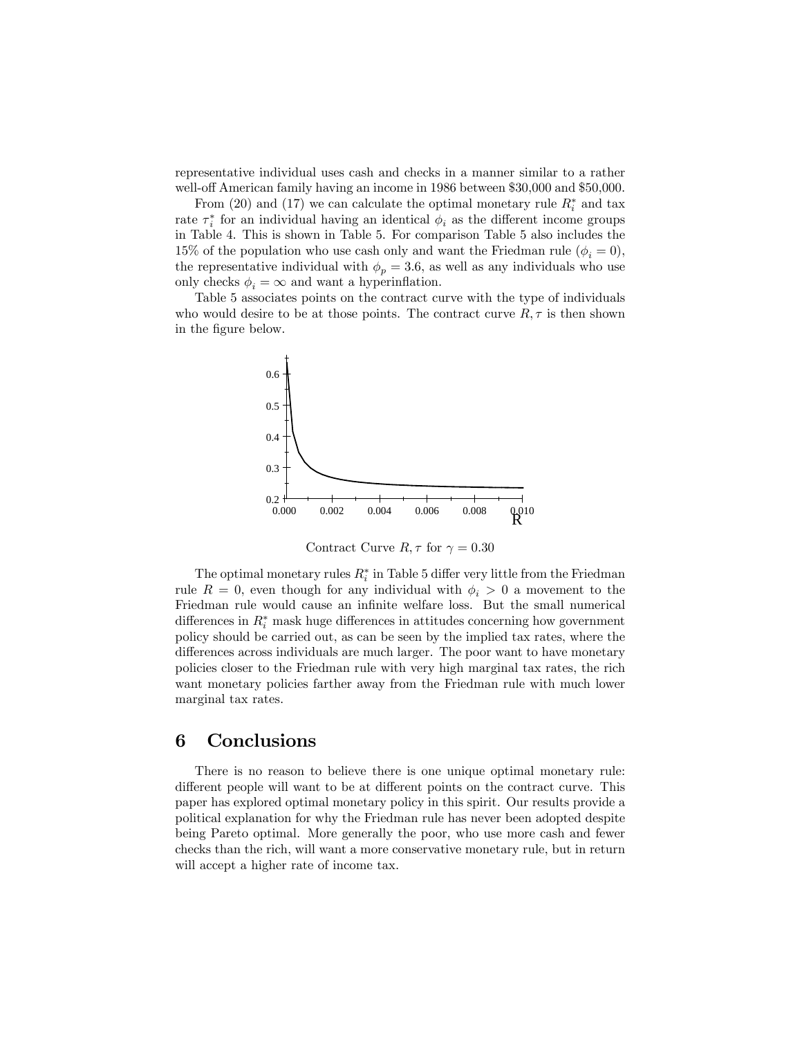representative individual uses cash and checks in a manner similar to a rather well-off American family having an income in 1986 between \$30,000 and \$50,000.

From (20) and (17) we can calculate the optimal monetary rule $R_i^*$ and tax rate $\tau_i^*$ for an individual having an identical $\phi_i$ as the different income groups in Table 4. This is shown in Table 5. For comparison Table 5 also includes the 15% of the population who use cash only and want the Friedman rule ($\phi_i = 0$), the representative individual with $\phi_p = 3.6$, as well as any individuals who use only checks $\phi_i = \infty$ and want a hyperinflation.

Table 5 associates points on the contract curve with the type of individuals who would desire to be at those points. The contract curve $R, \tau$ is then shown in the figure below.

Contract Curve $R, \tau$ for $\gamma = 0.30$

The optimal monetary rules $R_i^*$ in Table 5 differ very little from the Friedman rule $R = 0$, even though for any individual with $\phi_i > 0$ a movement to the Friedman rule would cause an infinite welfare loss. But the small numerical differences in $R_i^*$ mask huge differences in attitudes concerning how government policy should be carried out, as can be seen by the implied tax rates, where the differences across individuals are much larger. The poor want to have monetary policies closer to the Friedman rule with very high marginal tax rates, the rich want monetary policies farther away from the Friedman rule with much lower marginal tax rates.

## 6 Conclusions

There is no reason to believe there is one unique optimal monetary rule: different people will want to be at different points on the contract curve. This paper has explored optimal monetary policy in this spirit. Our results provide a political explanation for why the Friedman rule has never been adopted despite being Pareto optimal. More generally the poor, who use more cash and fewer checks than the rich, will want a more conservative monetary rule, but in return will accept a higher rate of income tax.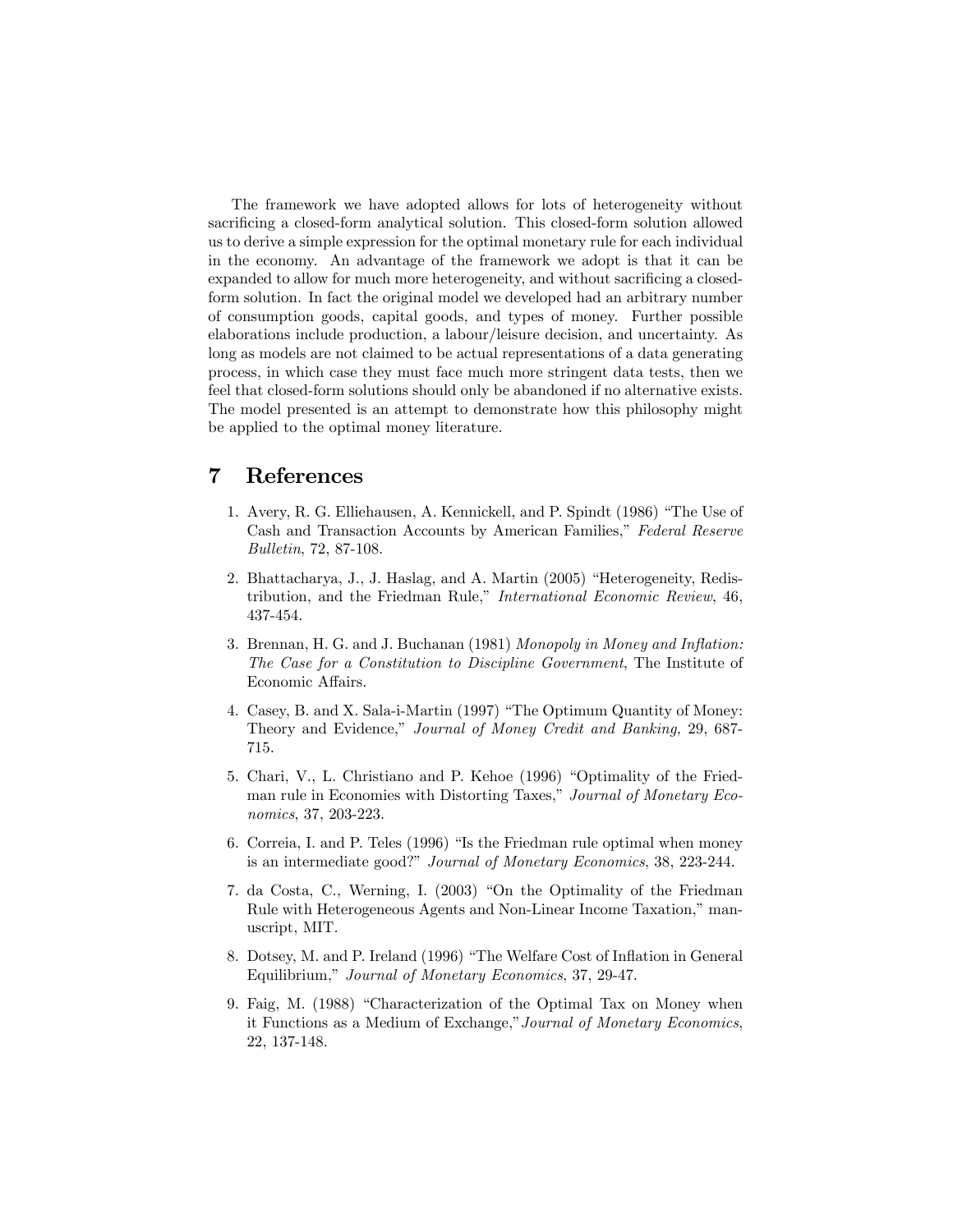The framework we have adopted allows for lots of heterogeneity without sacrificing a closed-form analytical solution. This closed-form solution allowed us to derive a simple expression for the optimal monetary rule for each individual in the economy. An advantage of the framework we adopt is that it can be expanded to allow for much more heterogeneity, and without sacrificing a closed-form solution. In fact the original model we developed had an arbitrary number of consumption goods, capital goods, and types of money. Further possible elaborations include production, a labour/leisure decision, and uncertainty. As long as models are not claimed to be actual representations of a data generating process, in which case they must face much more stringent data tests, then we feel that closed-form solutions should only be abandoned if no alternative exists. The model presented is an attempt to demonstrate how this philosophy might be applied to the optimal money literature.

# 7 References

1. Avery, R. G. Elliehausen, A. Kennickell, and P. Spindt (1986) "The Use of Cash and Transaction Accounts by American Families," *Federal Reserve Bulletin*, 72, 87-108.

2. Bhattacharya, J., J. Haslag, and A. Martin (2005) "Heterogeneity, Redistribution, and the Friedman Rule," *International Economic Review*, 46, 437-454.

3. Brennan, H. G. and J. Buchanan (1981) *Monopoly in Money and Inflation: The Case for a Constitution to Discipline Government*, The Institute of Economic Affairs.

4. Casey, B. and X. Sala-i-Martin (1997) "The Optimum Quantity of Money: Theory and Evidence," *Journal of Money Credit and Banking,* 29, 687-715.

5. Chari, V., L. Christiano and P. Kehoe (1996) "Optimality of the Friedman rule in Economies with Distorting Taxes," *Journal of Monetary Economics*, 37, 203-223.

6. Correia, I. and P. Teles (1996) "Is the Friedman rule optimal when money is an intermediate good?" *Journal of Monetary Economics*, 38, 223-244.

7. da Costa, C., Werning, I. (2003) "On the Optimality of the Friedman Rule with Heterogeneous Agents and Non-Linear Income Taxation," manuscript, MIT.

8. Dotsey, M. and P. Ireland (1996) "The Welfare Cost of Inflation in General Equilibrium," *Journal of Monetary Economics*, 37, 29-47.

9. Faig, M. (1988) "Characterization of the Optimal Tax on Money when it Functions as a Medium of Exchange,"*Journal of Monetary Economics*, 22, 137-148.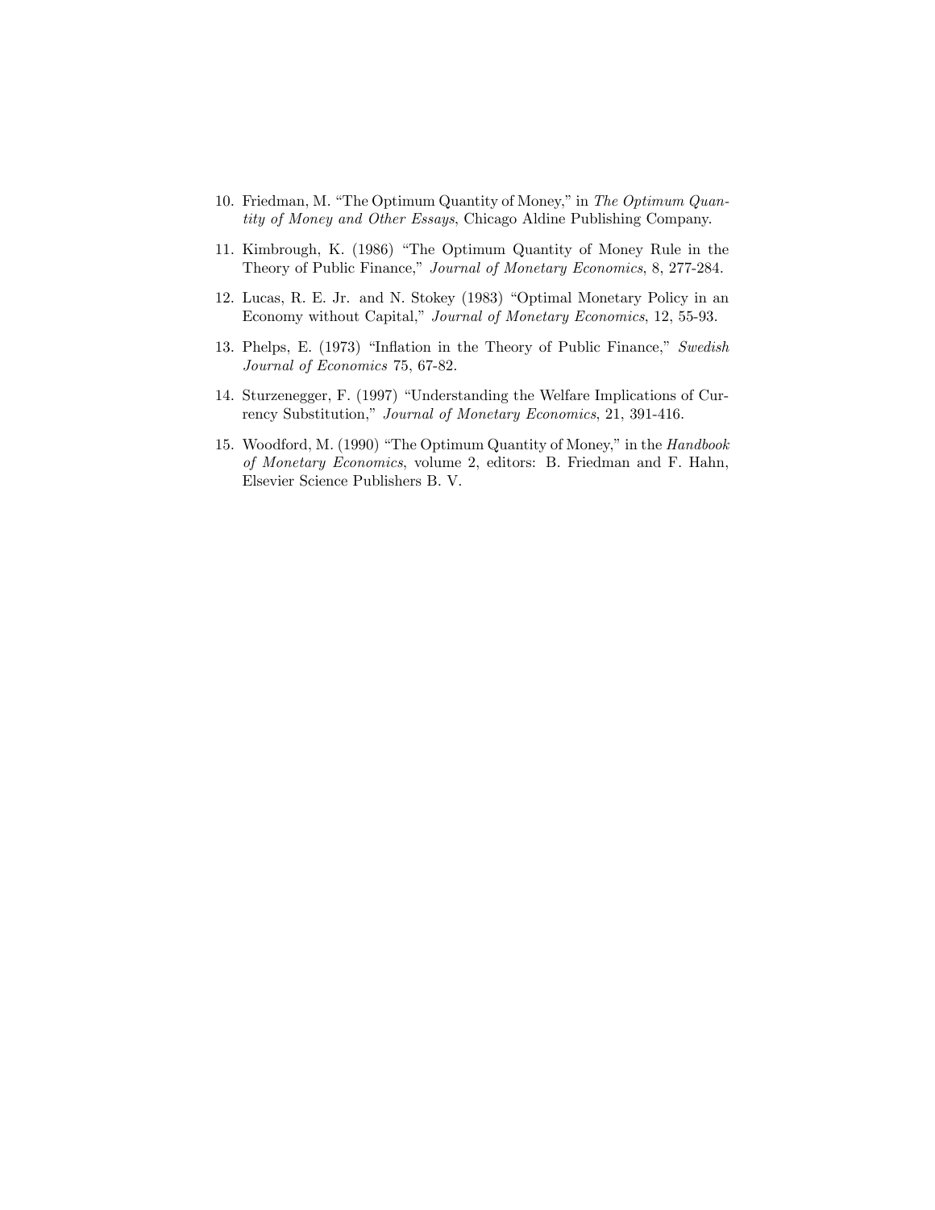10. Friedman, M. "The Optimum Quantity of Money," in *The Optimum Quantity of Money and Other Essays*, Chicago Aldine Publishing Company.

11. Kimbrough, K. (1986) "The Optimum Quantity of Money Rule in the Theory of Public Finance," *Journal of Monetary Economics*, 8, 277-284.

12. Lucas, R. E. Jr. and N. Stokey (1983) "Optimal Monetary Policy in an Economy without Capital," *Journal of Monetary Economics*, 12, 55-93.

13. Phelps, E. (1973) "Inflation in the Theory of Public Finance," *Swedish Journal of Economics* 75, 67-82.

14. Sturzenegger, F. (1997) "Understanding the Welfare Implications of Currency Substitution," *Journal of Monetary Economics*, 21, 391-416.

15. Woodford, M. (1990) "The Optimum Quantity of Money," in the *Handbook of Monetary Economics*, volume 2, editors: B. Friedman and F. Hahn, Elsevier Science Publishers B. V.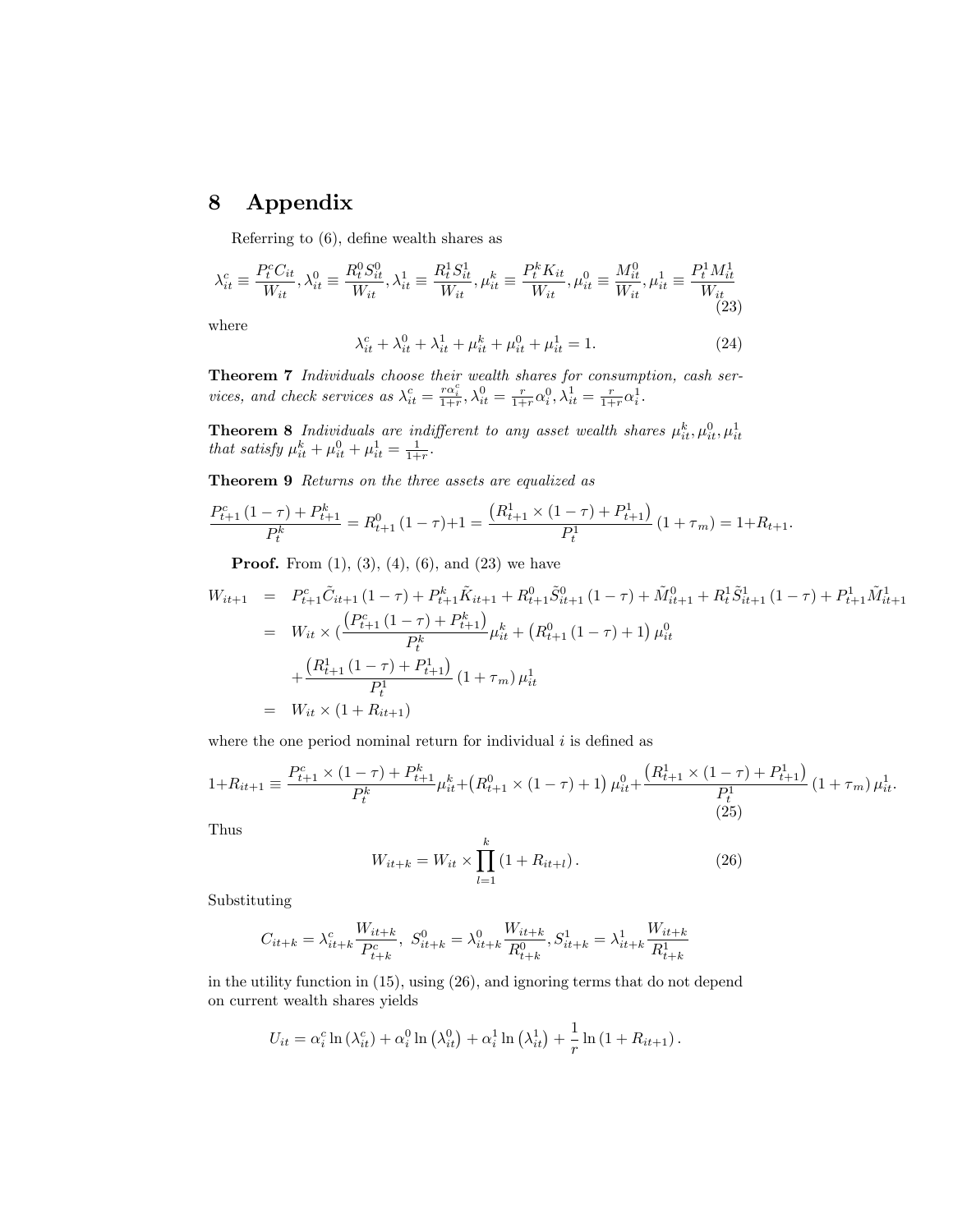# 8 Appendix

Referring to (6), define wealth shares as

$$\lambda_{it}^{c} \equiv \frac{P_t^c C_{it}}{W_{it}}, \lambda_{it}^{0} \equiv \frac{R_t^0 S_{it}^0}{W_{it}}, \lambda_{it}^{1} \equiv \frac{R_t^1 S_{it}^1}{W_{it}}, \mu_{it}^{k} \equiv \frac{P_t^k K_{it}}{W_{it}}, \mu_{it}^{0} \equiv \frac{M_{it}^0}{W_{it}}, \mu_{it}^{1} \equiv \frac{P_t^1 M_{it}^1}{W_{it}} \tag{23}$$

where

$$\lambda_{it}^{c} + \lambda_{it}^{0} + \lambda_{it}^{1} + \mu_{it}^{k} + \mu_{it}^{0} + \mu_{it}^{1} = 1. \tag{24}$$

**Theorem 7** *Individuals choose their wealth shares for consumption, cash services, and check services as* $\lambda_{it}^{c} = \frac{r\alpha_i^c}{1+r}, \lambda_{it}^{0} = \frac{r}{1+r}\alpha_i^0, \lambda_{it}^{1} = \frac{r}{1+r}\alpha_i^1$.

**Theorem 8** *Individuals are indifferent to any asset wealth shares* $\mu_{it}^{k}, \mu_{it}^{0}, \mu_{it}^{1}$ *that satisfy* $\mu_{it}^{k} + \mu_{it}^{0} + \mu_{it}^{1} = \frac{1}{1+r}$.

**Theorem 9** *Returns on the three assets are equalized as*

$$\frac{P_{t+1}^c (1-\tau) + P_{t+1}^k}{P_t^k} = R_{t+1}^0 (1-\tau) + 1 = \frac{\left(R_{t+1}^1 \times (1-\tau) + P_{t+1}^1\right)}{P_t^1} (1+\tau_m) = 1 + R_{t+1}.$$

**Proof.** From (1), (3), (4), (6), and (23) we have

$$\begin{aligned}
W_{it+1} &= P_{t+1}^c \tilde{C}_{it+1} (1-\tau) + P_{t+1}^k \tilde{K}_{it+1} + R_{t+1}^0 \tilde{S}_{it+1}^0 (1-\tau) + \tilde{M}_{it+1}^0 + R_t^1 \tilde{S}_{it+1}^1 (1-\tau) + P_{t+1}^1 \tilde{M}_{it+1}^1 \\
&= W_{it} \times \Big( \frac{\left(P_{t+1}^c (1-\tau) + P_{t+1}^k\right)}{P_t^k} \mu_{it}^k + \left(R_{t+1}^0 (1-\tau) + 1\right) \mu_{it}^0 \\
&\quad + \frac{\left(R_{t+1}^1 (1-\tau) + P_{t+1}^1\right)}{P_t^1} (1+\tau_m) \mu_{it}^1 \\
&= W_{it} \times (1 + R_{it+1})
\end{aligned}$$

where the one period nominal return for individual $i$ is defined as

$$1 + R_{it+1} \equiv \frac{P_{t+1}^c \times (1-\tau) + P_{t+1}^k}{P_t^k} \mu_{it}^k + \left(R_{t+1}^0 \times (1-\tau) + 1\right) \mu_{it}^0 + \frac{\left(R_{t+1}^1 \times (1-\tau) + P_{t+1}^1\right)}{P_t^1} (1+\tau_m) \mu_{it}^1. \tag{25}$$

Thus

$$W_{it+k} = W_{it} \times \prod_{l=1}^{k} (1 + R_{it+l}). \tag{26}$$

Substituting

$$C_{it+k} = \lambda_{it+k}^c \frac{W_{it+k}}{P_{t+k}^c}, \; S_{it+k}^0 = \lambda_{it+k}^0 \frac{W_{it+k}}{R_{t+k}^0}, S_{it+k}^1 = \lambda_{it+k}^1 \frac{W_{it+k}}{R_{t+k}^1}$$

in the utility function in (15), using (26), and ignoring terms that do not depend on current wealth shares yields

$$U_{it} = \alpha_i^c \ln (\lambda_{it}^c) + \alpha_i^0 \ln \left(\lambda_{it}^0\right) + \alpha_i^1 \ln \left(\lambda_{it}^1\right) + \frac{1}{r} \ln (1 + R_{it+1}).$$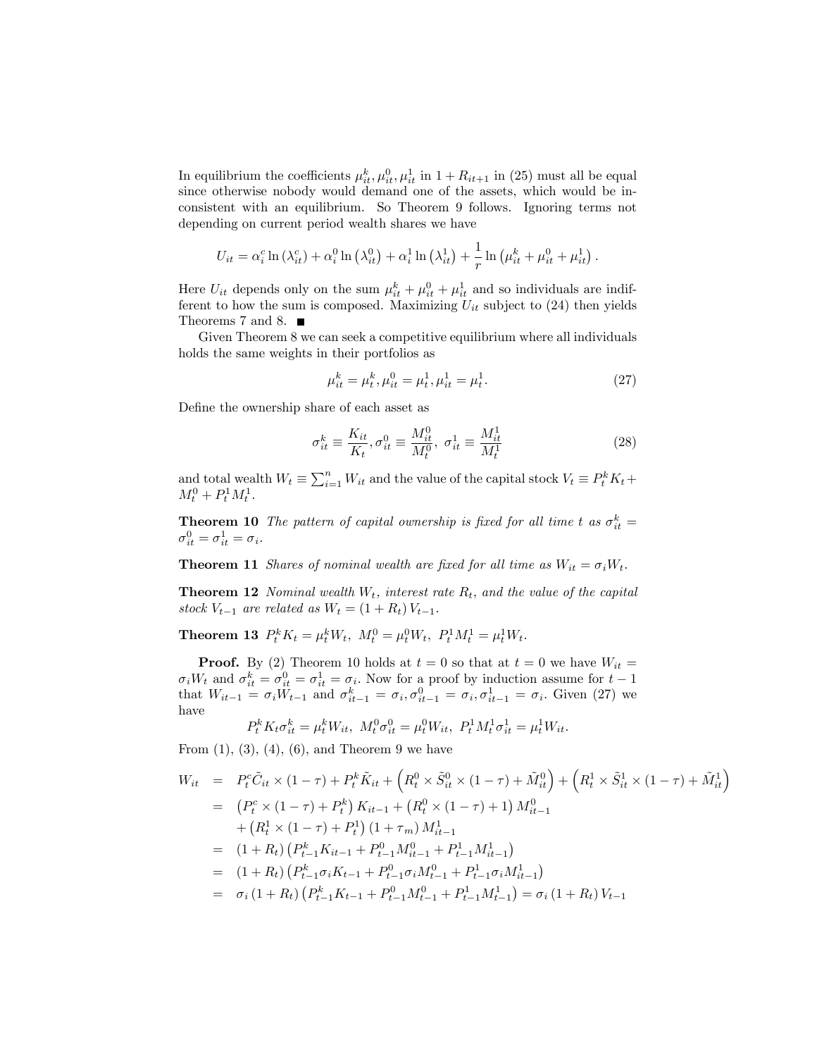In equilibrium the coefficients $\mu_{it}^k, \mu_{it}^0, \mu_{it}^1$ in $1 + R_{it+1}$ in (25) must all be equal since otherwise nobody would demand one of the assets, which would be inconsistent with an equilibrium. So Theorem 9 follows. Ignoring terms not depending on current period wealth shares we have

$$U_{it} = \alpha_i^c \ln\left(\lambda_{it}^c\right) + \alpha_i^0 \ln\left(\lambda_{it}^0\right) + \alpha_i^1 \ln\left(\lambda_{it}^1\right) + \frac{1}{r}\ln\left(\mu_{it}^k + \mu_{it}^0 + \mu_{it}^1\right).$$

Here $U_{it}$ depends only on the sum $\mu_{it}^k + \mu_{it}^0 + \mu_{it}^1$ and so individuals are indifferent to how the sum is composed. Maximizing $U_{it}$ subject to (24) then yields Theorems 7 and 8. ∎

Given Theorem 8 we can seek a competitive equilibrium where all individuals holds the same weights in their portfolios as

$$\mu_{it}^k = \mu_t^k, \mu_{it}^0 = \mu_t^1, \mu_{it}^1 = \mu_t^1. \tag{27}$$

Define the ownership share of each asset as

$$\sigma_{it}^k \equiv \frac{K_{it}}{K_t}, \sigma_{it}^0 \equiv \frac{M_{it}^0}{M_t^0},\ \sigma_{it}^1 \equiv \frac{M_{it}^1}{M_t^1} \tag{28}$$

and total wealth $W_t \equiv \sum_{i=1}^n W_{it}$ and the value of the capital stock $V_t \equiv P_t^k K_t + M_t^0 + P_t^1 M_t^1$.

**Theorem 10** *The pattern of capital ownership is fixed for all time $t$ as $\sigma_{it}^k = \sigma_{it}^0 = \sigma_{it}^1 = \sigma_i$.*

**Theorem 11** *Shares of nominal wealth are fixed for all time as $W_{it} = \sigma_i W_t$.*

**Theorem 12** *Nominal wealth $W_t$, interest rate $R_t$, and the value of the capital stock $V_{t-1}$ are related as $W_t = (1 + R_t) V_{t-1}$.*

**Theorem 13** $P_t^k K_t = \mu_t^k W_t,\ M_t^0 = \mu_t^0 W_t,\ P_t^1 M_t^1 = \mu_t^1 W_t.$

**Proof.** By (2) Theorem 10 holds at $t = 0$ so that at $t = 0$ we have $W_{it} = \sigma_i W_t$ and $\sigma_{it}^k = \sigma_{it}^0 = \sigma_{it}^1 = \sigma_i$. Now for a proof by induction assume for $t-1$ that $W_{it-1} = \sigma_i W_{t-1}$ and $\sigma_{it-1}^k = \sigma_i, \sigma_{it-1}^0 = \sigma_i, \sigma_{it-1}^1 = \sigma_i$. Given (27) we have

$$P_t^k K_t \sigma_{it}^k = \mu_t^k W_{it},\ M_t^0 \sigma_{it}^0 = \mu_t^0 W_{it},\ P_t^1 M_t^1 \sigma_{it}^1 = \mu_t^1 W_{it}.$$

From (1), (3), (4), (6), and Theorem 9 we have

$$\begin{aligned}
W_{it} &= P_t^c \tilde{C}_{it} \times (1-\tau) + P_t^k \tilde{K}_{it} + \left(R_t^0 \times \tilde{S}_{it}^0 \times (1-\tau) + \tilde{M}_{it}^0\right) + \left(R_t^1 \times \tilde{S}_{it}^1 \times (1-\tau) + \tilde{M}_{it}^1\right) \\
&= \left(P_t^c \times (1-\tau) + P_t^k\right) K_{it-1} + \left(R_t^0 \times (1-\tau) + 1\right) M_{it-1}^0 \\
&\quad + \left(R_t^1 \times (1-\tau) + P_t^1\right)(1+\tau_m) M_{it-1}^1 \\
&= (1+R_t)\left(P_{t-1}^k K_{it-1} + P_{t-1}^0 M_{it-1}^0 + P_{t-1}^1 M_{it-1}^1\right) \\
&= (1+R_t)\left(P_{t-1}^k \sigma_i K_{t-1} + P_{t-1}^0 \sigma_i M_{t-1}^0 + P_{t-1}^1 \sigma_i M_{it-1}^1\right) \\
&= \sigma_i (1+R_t)\left(P_{t-1}^k K_{t-1} + P_{t-1}^0 M_{t-1}^0 + P_{t-1}^1 M_{t-1}^1\right) = \sigma_i (1+R_t) V_{t-1}
\end{aligned}$$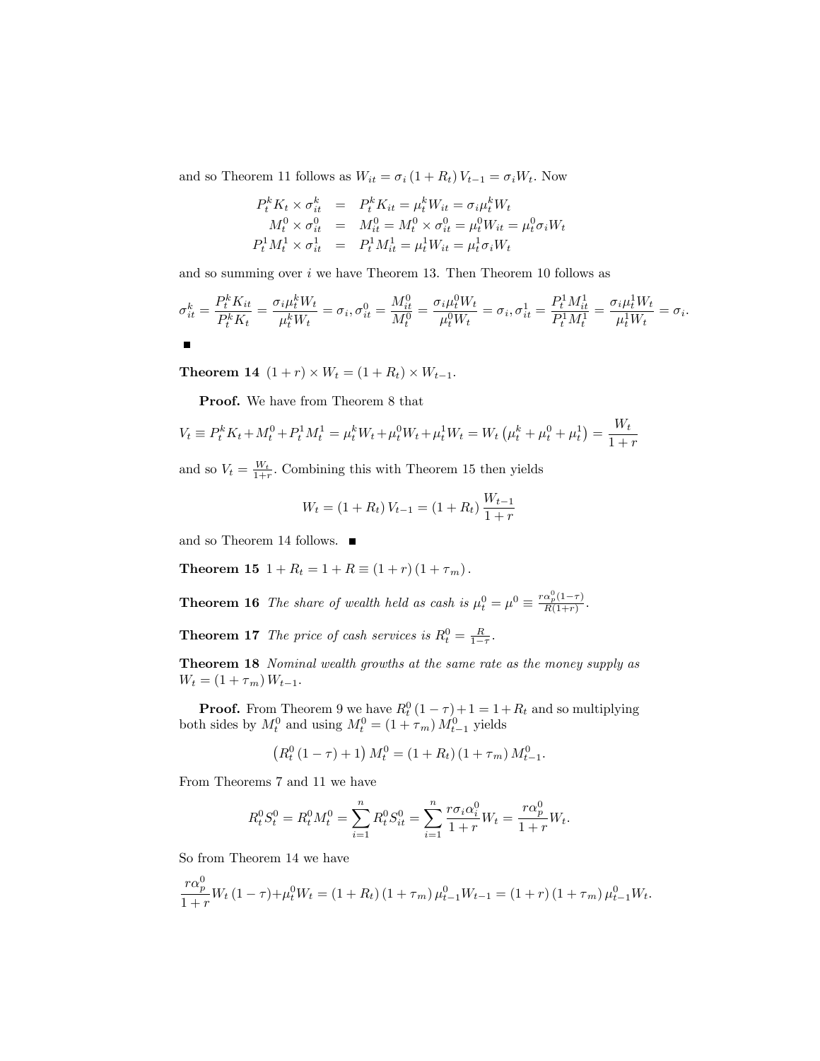and so Theorem 11 follows as $W_{it} = \sigma_i (1 + R_t) V_{t-1} = \sigma_i W_t$. Now

$$
\begin{aligned}
P_t^k K_t \times \sigma_{it}^k &= P_t^k K_{it} = \mu_t^k W_{it} = \sigma_i \mu_t^k W_t \\
M_t^0 \times \sigma_{it}^0 &= M_{it}^0 = M_t^0 \times \sigma_{it}^0 = \mu_t^0 W_{it} = \mu_t^0 \sigma_i W_t \\
P_t^1 M_t^1 \times \sigma_{it}^1 &= P_t^1 M_{it}^1 = \mu_t^1 W_{it} = \mu_t^1 \sigma_i W_t
\end{aligned}
$$

and so summing over $i$ we have Theorem 13. Then Theorem 10 follows as

$$
\sigma_{it}^k = \frac{P_t^k K_{it}}{P_t^k K_t} = \frac{\sigma_i \mu_t^k W_t}{\mu_t^k W_t} = \sigma_i, \sigma_{it}^0 = \frac{M_{it}^0}{M_t^0} = \frac{\sigma_i \mu_t^0 W_t}{\mu_t^0 W_t} = \sigma_i, \sigma_{it}^1 = \frac{P_t^1 M_{it}^1}{P_t^1 M_t^1} = \frac{\sigma_i \mu_t^1 W_t}{\mu_t^1 W_t} = \sigma_i.
$$

■

**Theorem 14** $(1 + r) \times W_t = (1 + R_t) \times W_{t-1}$.

**Proof.** We have from Theorem 8 that

$$
V_t \equiv P_t^k K_t + M_t^0 + P_t^1 M_t^1 = \mu_t^k W_t + \mu_t^0 W_t + \mu_t^1 W_t = W_t \left( \mu_t^k + \mu_t^0 + \mu_t^1 \right) = \frac{W_t}{1 + r}
$$

and so $V_t = \frac{W_t}{1+r}$. Combining this with Theorem 15 then yields

$$
W_t = (1 + R_t) V_{t-1} = (1 + R_t) \frac{W_{t-1}}{1 + r}
$$

and so Theorem 14 follows. ■

**Theorem 15** $1 + R_t = 1 + R \equiv (1 + r)(1 + \tau_m)$.

**Theorem 16** *The share of wealth held as cash is* $\mu_t^0 = \mu^0 \equiv \frac{r\alpha_p^0 (1-\tau)}{R(1+r)}$.

**Theorem 17** *The price of cash services is* $R_t^0 = \frac{R}{1-\tau}$.

**Theorem 18** *Nominal wealth growths at the same rate as the money supply as* $W_t = (1 + \tau_m) W_{t-1}$.

**Proof.** From Theorem 9 we have $R_t^0 (1 - \tau) + 1 = 1 + R_t$ and so multiplying both sides by $M_t^0$ and using $M_t^0 = (1 + \tau_m) M_{t-1}^0$ yields

$$
\left( R_t^0 (1 - \tau) + 1 \right) M_t^0 = (1 + R_t)(1 + \tau_m) M_{t-1}^0.
$$

From Theorems 7 and 11 we have

$$
R_t^0 S_t^0 = R_t^0 M_t^0 = \sum_{i=1}^{n} R_t^0 S_{it}^0 = \sum_{i=1}^{n} \frac{r \sigma_i \alpha_i^0}{1 + r} W_t = \frac{r \alpha_p^0}{1 + r} W_t.
$$

So from Theorem 14 we have

$$
\frac{r \alpha_p^0}{1 + r} W_t (1 - \tau) + \mu_t^0 W_t = (1 + R_t)(1 + \tau_m) \mu_{t-1}^0 W_{t-1} = (1 + r)(1 + \tau_m) \mu_{t-1}^0 W_t.
$$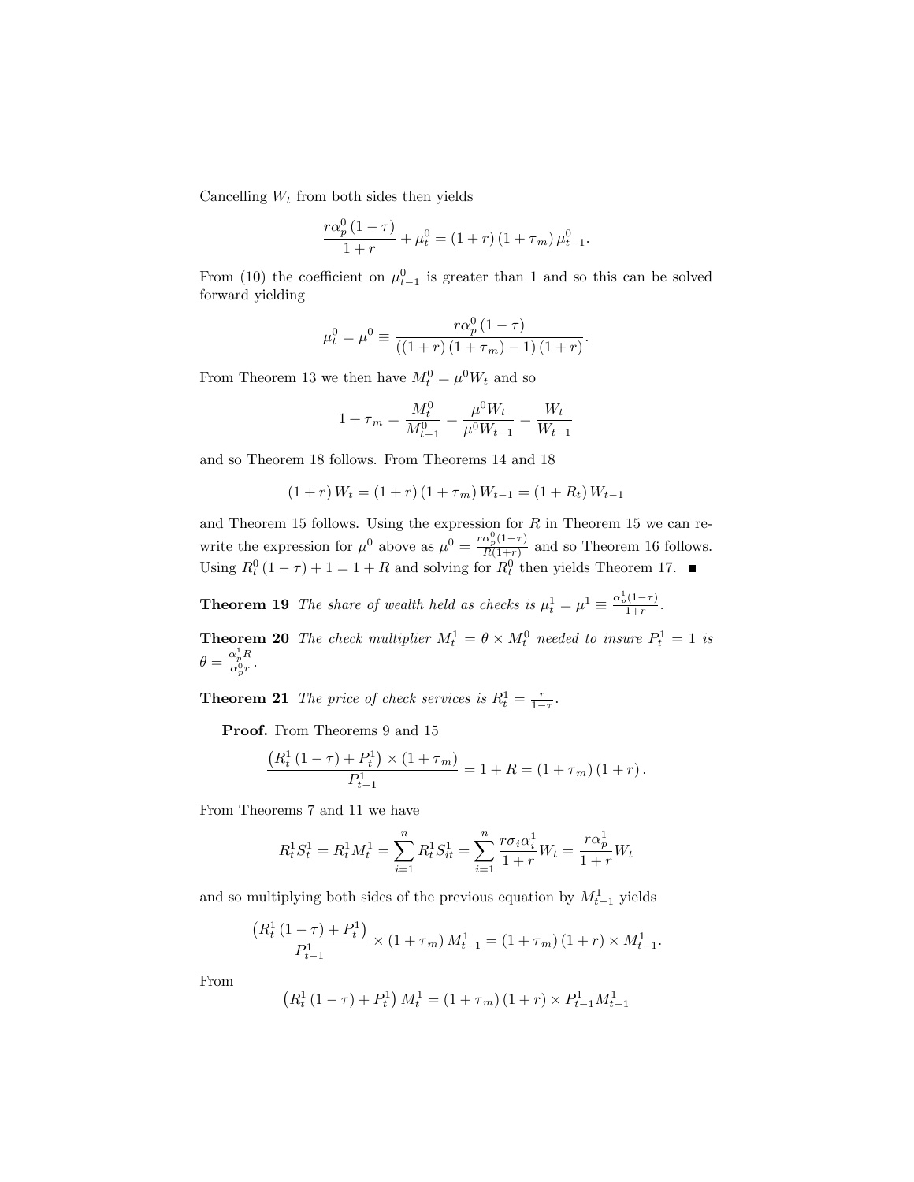Cancelling $W_t$ from both sides then yields

$$\frac{r\alpha_p^0 (1-\tau)}{1+r} + \mu_t^0 = (1+r)(1+\tau_m)\mu_{t-1}^0.$$

From (10) the coefficient on $\mu_{t-1}^0$ is greater than 1 and so this can be solved forward yielding

$$\mu_t^0 = \mu^0 \equiv \frac{r\alpha_p^0 (1-\tau)}{((1+r)(1+\tau_m)-1)(1+r)}.$$

From Theorem 13 we then have $M_t^0 = \mu^0 W_t$ and so

$$1+\tau_m = \frac{M_t^0}{M_{t-1}^0} = \frac{\mu^0 W_t}{\mu^0 W_{t-1}} = \frac{W_t}{W_{t-1}}$$

and so Theorem 18 follows. From Theorems 14 and 18

$$(1+r) W_t = (1+r)(1+\tau_m) W_{t-1} = (1+R_t) W_{t-1}$$

and Theorem 15 follows. Using the expression for $R$ in Theorem 15 we can rewrite the expression for $\mu^0$ above as $\mu^0 = \frac{r\alpha_p^0(1-\tau)}{R(1+r)}$ and so Theorem 16 follows. Using $R_t^0(1-\tau)+1 = 1+R$ and solving for $R_t^0$ then yields Theorem 17. ■

**Theorem 19** *The share of wealth held as checks is* $\mu_t^1 = \mu^1 \equiv \frac{\alpha_p^1(1-\tau)}{1+r}$.

**Theorem 20** *The check multiplier* $M_t^1 = \theta \times M_t^0$ *needed to insure* $P_t^1 = 1$ *is* $\theta = \frac{\alpha_p^1 R}{\alpha_p^0 r}$.

**Theorem 21** *The price of check services is* $R_t^1 = \frac{r}{1-\tau}$.

**Proof.** From Theorems 9 and 15

$$\frac{\left(R_t^1(1-\tau) + P_t^1\right) \times (1+\tau_m)}{P_{t-1}^1} = 1 + R = (1+\tau_m)(1+r).$$

From Theorems 7 and 11 we have

$$R_t^1 S_t^1 = R_t^1 M_t^1 = \sum_{i=1}^{n} R_t^1 S_{it}^1 = \sum_{i=1}^{n} \frac{r\sigma_i \alpha_i^1}{1+r} W_t = \frac{r\alpha_p^1}{1+r} W_t$$

and so multiplying both sides of the previous equation by $M_{t-1}^1$ yields

$$\frac{\left(R_t^1(1-\tau) + P_t^1\right)}{P_{t-1}^1} \times (1+\tau_m) M_{t-1}^1 = (1+\tau_m)(1+r) \times M_{t-1}^1.$$

From

$$\left(R_t^1(1-\tau) + P_t^1\right) M_t^1 = (1+\tau_m)(1+r) \times P_{t-1}^1 M_{t-1}^1$$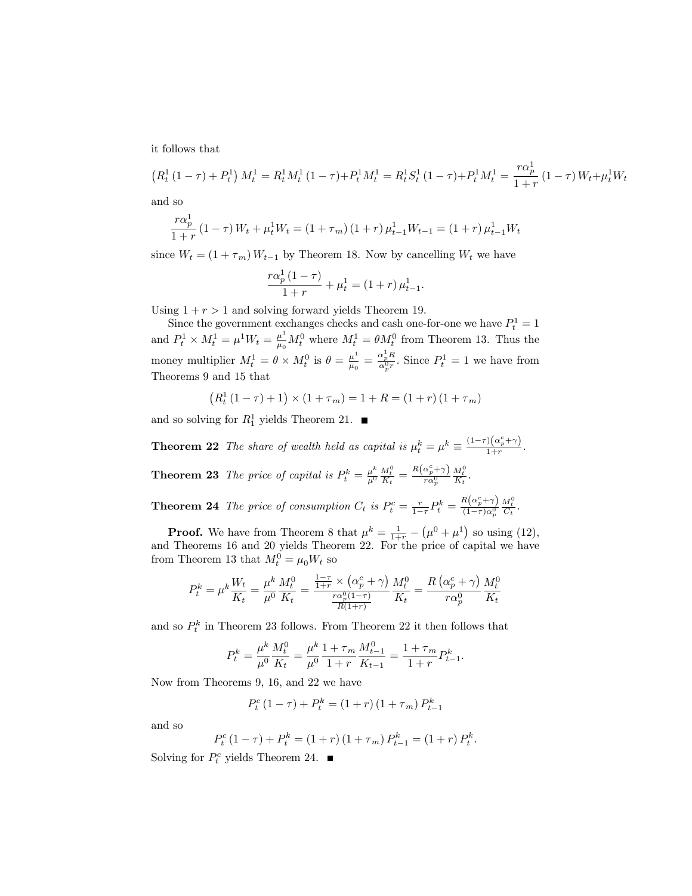it follows that

$$\left(R_t^1\left(1-\tau\right)+P_t^1\right)M_t^1 = R_t^1 M_t^1\left(1-\tau\right)+P_t^1 M_t^1 = R_t^1 S_t^1\left(1-\tau\right)+P_t^1 M_t^1 = \frac{r\alpha_p^1}{1+r}\left(1-\tau\right)W_t+\mu_t^1 W_t$$

and so

$$\frac{r\alpha_p^1}{1+r}\left(1-\tau\right)W_t+\mu_t^1 W_t = \left(1+\tau_m\right)\left(1+r\right)\mu_{t-1}^1 W_{t-1} = \left(1+r\right)\mu_{t-1}^1 W_t$$

since $W_t = \left(1+\tau_m\right)W_{t-1}$ by Theorem 18. Now by cancelling $W_t$ we have

$$\frac{r\alpha_p^1\left(1-\tau\right)}{1+r}+\mu_t^1 = \left(1+r\right)\mu_{t-1}^1.$$

Using $1+r>1$ and solving forward yields Theorem 19.

Since the government exchanges checks and cash one-for-one we have $P_t^1 = 1$ and $P_t^1 \times M_t^1 = \mu^1 W_t = \frac{\mu^1}{\mu_0}M_t^0$ where $M_t^1 = \theta M_t^0$ from Theorem 13. Thus the money multiplier $M_t^1 = \theta \times M_t^0$ is $\theta = \frac{\mu^1}{\mu_0} = \frac{\alpha_p^1 R}{\alpha_p^0 r}$. Since $P_t^1 = 1$ we have from Theorems 9 and 15 that

$$\left(R_t^1\left(1-\tau\right)+1\right)\times\left(1+\tau_m\right) = 1+R = \left(1+r\right)\left(1+\tau_m\right)$$

and so solving for $R_1^1$ yields Theorem 21. ■

**Theorem 22** *The share of wealth held as capital is* $\mu_t^k = \mu^k \equiv \frac{(1-\tau)\left(\alpha_p^c+\gamma\right)}{1+r}$.

**Theorem 23** *The price of capital is* $P_t^k = \frac{\mu^k}{\mu^0}\frac{M_t^0}{K_t} = \frac{R\left(\alpha_p^c+\gamma\right)}{r\alpha_p^0}\frac{M_t^0}{K_t}$.

**Theorem 24** *The price of consumption* $C_t$ *is* $P_t^c = \frac{r}{1-\tau}P_t^k = \frac{R\left(\alpha_p^c+\gamma\right)}{(1-\tau)\alpha_p^0}\frac{M_t^0}{C_t}$.

**Proof.** We have from Theorem 8 that $\mu^k = \frac{1}{1+r}-\left(\mu^0+\mu^1\right)$ so using (12), and Theorems 16 and 20 yields Theorem 22. For the price of capital we have from Theorem 13 that $M_t^0 = \mu_0 W_t$ so

$$P_t^k = \mu^k\frac{W_t}{K_t} = \frac{\mu^k}{\mu^0}\frac{M_t^0}{K_t} = \frac{\frac{1-\tau}{1+r}\times\left(\alpha_p^c+\gamma\right)}{\frac{r\alpha_p^0(1-\tau)}{R(1+r)}}\frac{M_t^0}{K_t} = \frac{R\left(\alpha_p^c+\gamma\right)}{r\alpha_p^0}\frac{M_t^0}{K_t}$$

and so $P_t^k$ in Theorem 23 follows. From Theorem 22 it then follows that

$$P_t^k = \frac{\mu^k}{\mu^0}\frac{M_t^0}{K_t} = \frac{\mu^k}{\mu^0}\frac{1+\tau_m}{1+r}\frac{M_{t-1}^0}{K_{t-1}} = \frac{1+\tau_m}{1+r}P_{t-1}^k.$$

Now from Theorems 9, 16, and 22 we have

$$P_t^c\left(1-\tau\right)+P_t^k = \left(1+r\right)\left(1+\tau_m\right)P_{t-1}^k$$

and so

$$P_t^c\left(1-\tau\right)+P_t^k = \left(1+r\right)\left(1+\tau_m\right)P_{t-1}^k = \left(1+r\right)P_t^k.$$

Solving for $P_t^c$ yields Theorem 24. ■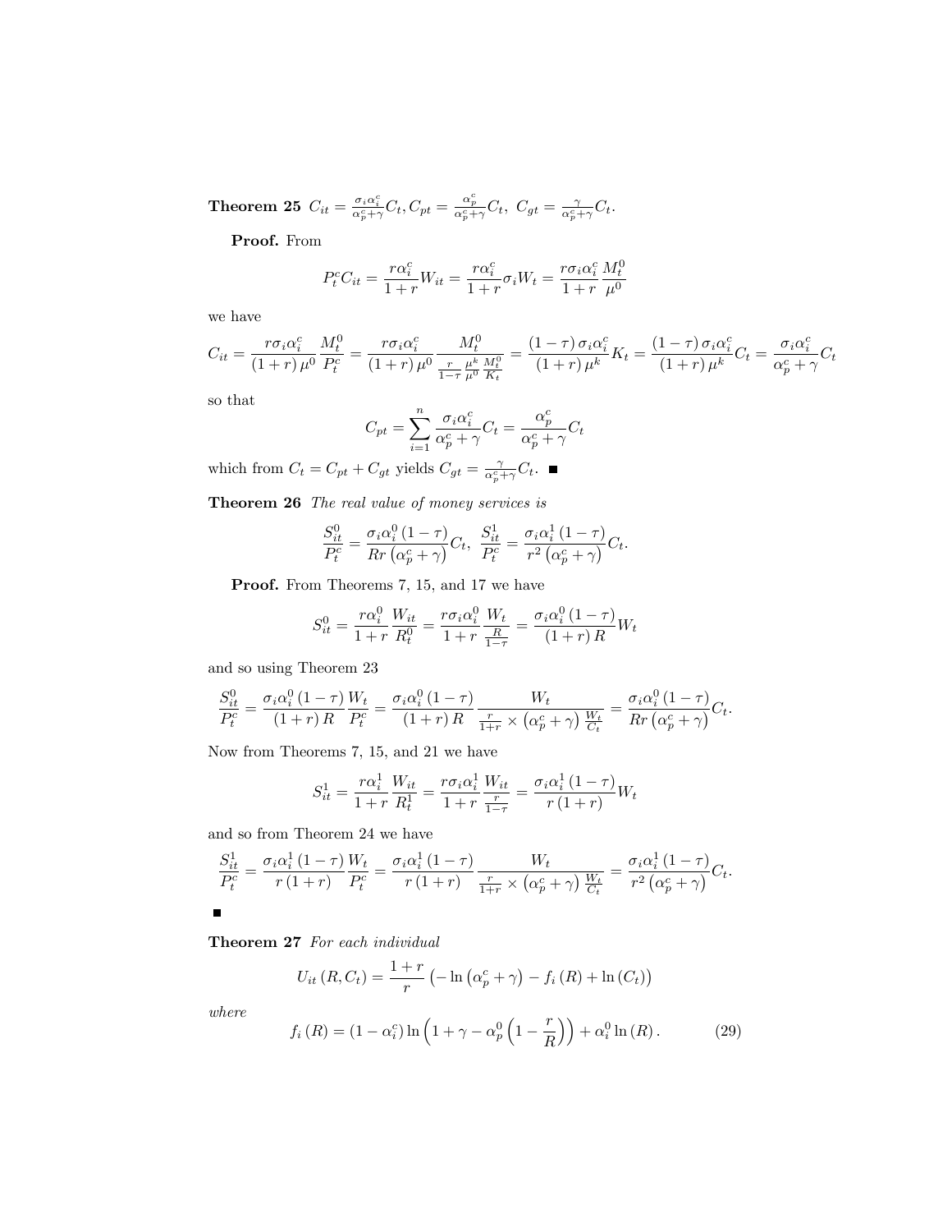**Theorem 25** $C_{it} = \frac{\sigma_i \alpha_i^c}{\alpha_p^c + \gamma} C_t, C_{pt} = \frac{\alpha_p^c}{\alpha_p^c + \gamma} C_t,\ C_{gt} = \frac{\gamma}{\alpha_p^c + \gamma} C_t.$

**Proof.** From

$$P_t^c C_{it} = \frac{r\alpha_i^c}{1+r} W_{it} = \frac{r\alpha_i^c}{1+r} \sigma_i W_t = \frac{r\sigma_i \alpha_i^c}{1+r} \frac{M_t^0}{\mu^0}$$

we have

$$C_{it} = \frac{r\sigma_i \alpha_i^c}{(1+r)\mu^0} \frac{M_t^0}{P_t^c} = \frac{r\sigma_i \alpha_i^c}{(1+r)\mu^0} \frac{M_t^0}{\frac{r}{1-\tau} \frac{\mu^k}{\mu^0} \frac{M_t^0}{K_t}} = \frac{(1-\tau)\sigma_i \alpha_i^c}{(1+r)\mu^k} K_t = \frac{(1-\tau)\sigma_i \alpha_i^c}{(1+r)\mu^k} C_t = \frac{\sigma_i \alpha_i^c}{\alpha_p^c + \gamma} C_t$$

so that

$$C_{pt} = \sum_{i=1}^{n} \frac{\sigma_i \alpha_i^c}{\alpha_p^c + \gamma} C_t = \frac{\alpha_p^c}{\alpha_p^c + \gamma} C_t$$

which from $C_t = C_{pt} + C_{gt}$ yields $C_{gt} = \frac{\gamma}{\alpha_p^c + \gamma} C_t$. ■

**Theorem 26** *The real value of money services is*

$$\frac{S_{it}^0}{P_t^c} = \frac{\sigma_i \alpha_i^0 (1-\tau)}{Rr\left(\alpha_p^c + \gamma\right)} C_t,\ \frac{S_{it}^1}{P_t^c} = \frac{\sigma_i \alpha_i^1 (1-\tau)}{r^2\left(\alpha_p^c + \gamma\right)} C_t.$$

**Proof.** From Theorems 7, 15, and 17 we have

$$S_{it}^0 = \frac{r\alpha_i^0}{1+r} \frac{W_{it}}{R_t^0} = \frac{r\sigma_i \alpha_i^0}{1+r} \frac{W_t}{\frac{R}{1-\tau}} = \frac{\sigma_i \alpha_i^0 (1-\tau)}{(1+r)R} W_t$$

and so using Theorem 23

$$\frac{S_{it}^0}{P_t^c} = \frac{\sigma_i \alpha_i^0 (1-\tau)}{(1+r)R} \frac{W_t}{P_t^c} = \frac{\sigma_i \alpha_i^0 (1-\tau)}{(1+r)R} \frac{W_t}{\frac{r}{1+r} \times \left(\alpha_p^c + \gamma\right) \frac{W_t}{C_t}} = \frac{\sigma_i \alpha_i^0 (1-\tau)}{Rr\left(\alpha_p^c + \gamma\right)} C_t.$$

Now from Theorems 7, 15, and 21 we have

$$S_{it}^1 = \frac{r\alpha_i^1}{1+r} \frac{W_{it}}{R_t^1} = \frac{r\sigma_i \alpha_i^1}{1+r} \frac{W_{it}}{\frac{r}{1-\tau}} = \frac{\sigma_i \alpha_i^1 (1-\tau)}{r(1+r)} W_t$$

and so from Theorem 24 we have

$$\frac{S_{it}^1}{P_t^c} = \frac{\sigma_i \alpha_i^1 (1-\tau)}{r(1+r)} \frac{W_t}{P_t^c} = \frac{\sigma_i \alpha_i^1 (1-\tau)}{r(1+r)} \frac{W_t}{\frac{r}{1+r} \times \left(\alpha_p^c + \gamma\right) \frac{W_t}{C_t}} = \frac{\sigma_i \alpha_i^1 (1-\tau)}{r^2\left(\alpha_p^c + \gamma\right)} C_t.$$

■

**Theorem 27** *For each individual*

$$U_{it}(R, C_t) = \frac{1+r}{r} \left(-\ln\left(\alpha_p^c + \gamma\right) - f_i(R) + \ln(C_t)\right)$$

*where*

$$f_i(R) = (1-\alpha_i^c) \ln\left(1 + \gamma - \alpha_p^0 \left(1 - \frac{r}{R}\right)\right) + \alpha_i^0 \ln(R). \tag{29}$$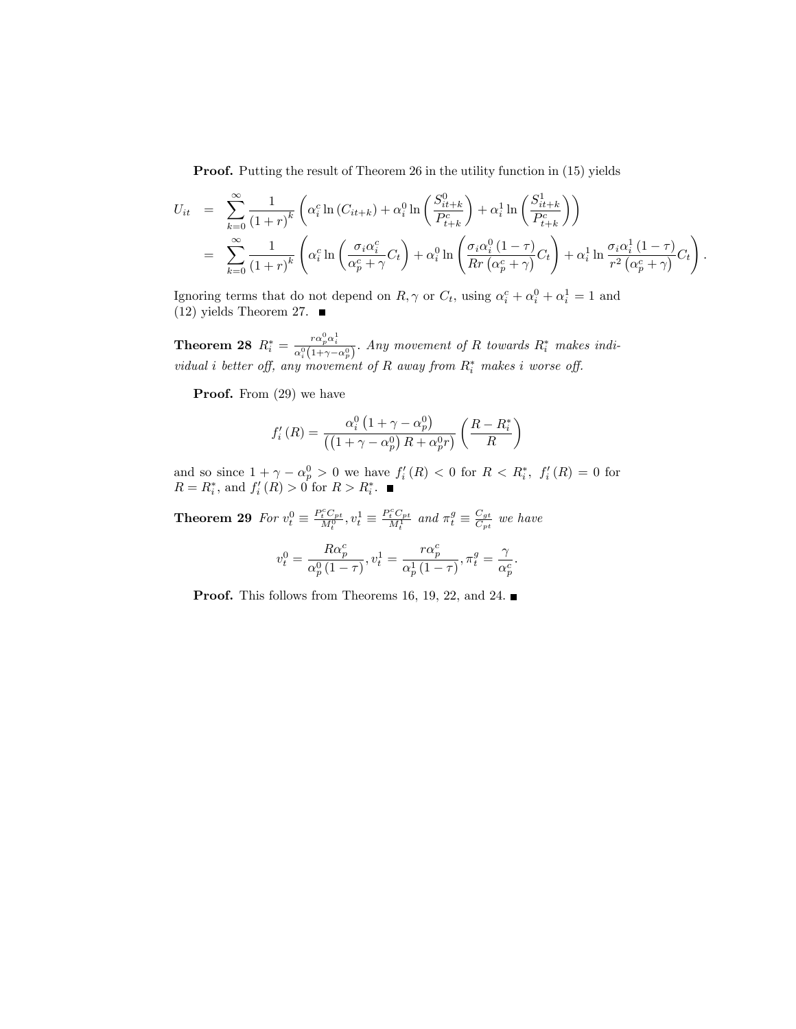**Proof.** Putting the result of Theorem 26 in the utility function in (15) yields

$$
\begin{aligned}
U_{it} &= \sum_{k=0}^{\infty} \frac{1}{(1+r)^k} \left( \alpha_i^c \ln (C_{it+k}) + \alpha_i^0 \ln \left( \frac{S_{it+k}^0}{P_{t+k}^c} \right) + \alpha_i^1 \ln \left( \frac{S_{it+k}^1}{P_{t+k}^c} \right) \right) \\
&= \sum_{k=0}^{\infty} \frac{1}{(1+r)^k} \left( \alpha_i^c \ln \left( \frac{\sigma_i \alpha_i^c}{\alpha_p^c + \gamma} C_t \right) + \alpha_i^0 \ln \left( \frac{\sigma_i \alpha_i^0 (1-\tau)}{Rr \left( \alpha_p^c + \gamma \right)} C_t \right) + \alpha_i^1 \ln \frac{\sigma_i \alpha_i^1 (1-\tau)}{r^2 \left( \alpha_p^c + \gamma \right)} C_t \right).
\end{aligned}
$$

Ignoring terms that do not depend on $R, \gamma$ or $C_t$, using $\alpha_i^c + \alpha_i^0 + \alpha_i^1 = 1$ and (12) yields Theorem 27. ■

**Theorem 28** $R_i^* = \frac{r\alpha_p^0 \alpha_i^1}{\alpha_i^0 \left(1+\gamma-\alpha_p^0\right)}$. *Any movement of R towards $R_i^*$ makes individual i better off, any movement of R away from $R_i^*$ makes i worse off.*

**Proof.** From (29) we have

$$
f_i'(R) = \frac{\alpha_i^0 \left(1+\gamma-\alpha_p^0\right)}{\left(\left(1+\gamma-\alpha_p^0\right) R + \alpha_p^0 r\right)} \left( \frac{R - R_i^*}{R} \right)
$$

and so since $1+\gamma-\alpha_p^0 > 0$ we have $f_i'(R) < 0$ for $R < R_i^*$, $f_i'(R) = 0$ for $R = R_i^*$, and $f_i'(R) > 0$ for $R > R_i^*$. ■

**Theorem 29** *For* $v_t^0 \equiv \frac{P_t^c C_{pt}}{M_t^0}, v_t^1 \equiv \frac{P_t^c C_{pt}}{M_t^1}$ *and* $\pi_t^g \equiv \frac{C_{gt}}{C_{pt}}$ *we have*

$$
v_t^0 = \frac{R\alpha_p^c}{\alpha_p^0 (1-\tau)}, v_t^1 = \frac{r\alpha_p^c}{\alpha_p^1 (1-\tau)}, \pi_t^g = \frac{\gamma}{\alpha_p^c}.
$$

**Proof.** This follows from Theorems 16, 19, 22, and 24. ■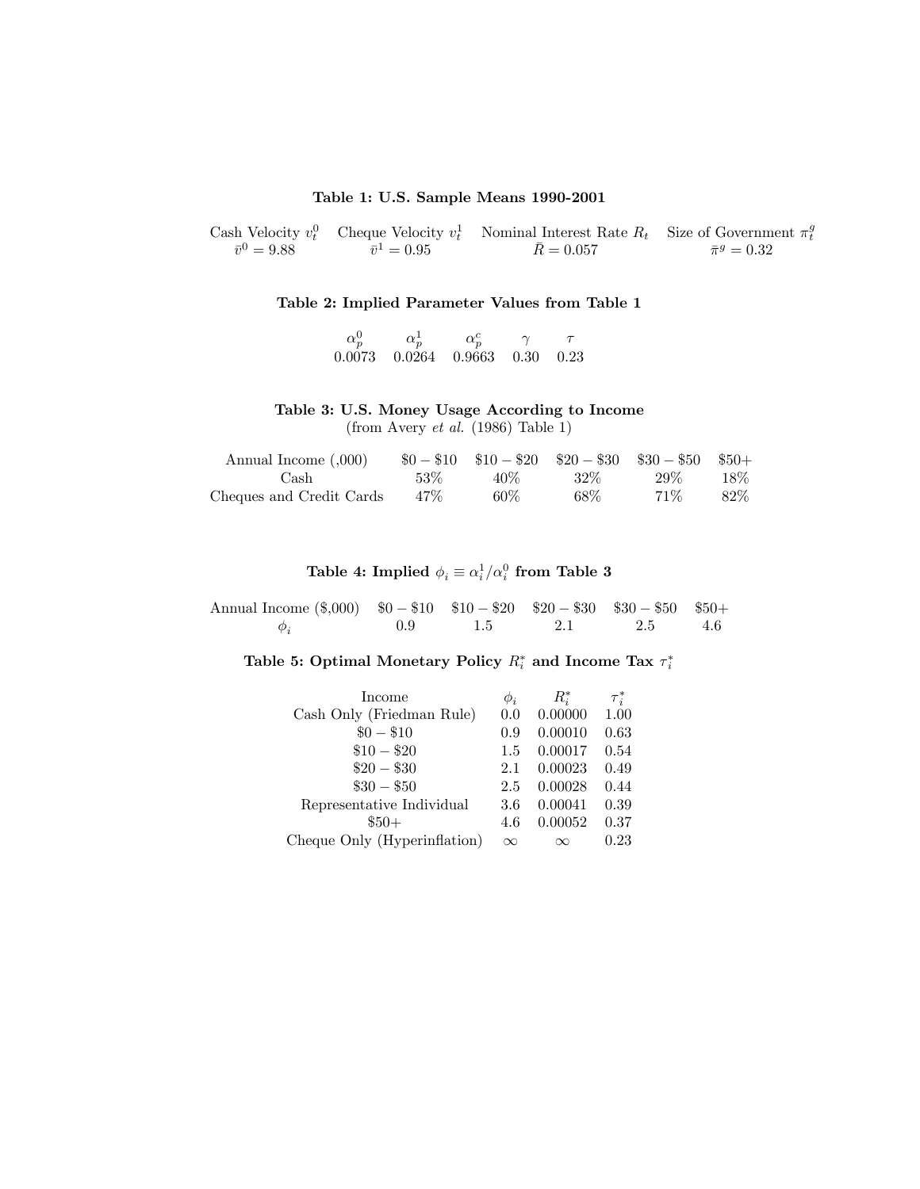**Table 1: U.S. Sample Means 1990-2001**

| Cash Velocity $v_t^0$ | Cheque Velocity $v_t^1$ | Nominal Interest Rate $R_t$ | Size of Government $\pi_t^g$ |
|---|---|---|---|
| $\bar{v}^0 = 9.88$ | $\bar{v}^1 = 0.95$ | $\bar{R} = 0.057$ | $\bar{\pi}^g = 0.32$ |

**Table 2: Implied Parameter Values from Table 1**

| $\alpha_p^0$ | $\alpha_p^1$ | $\alpha_p^c$ | $\gamma$ | $\tau$ |
|---|---|---|---|---|
| 0.0073 | 0.0264 | 0.9663 | 0.30 | 0.23 |

**Table 3: U.S. Money Usage According to Income**
(from Avery *et al.* (1986) Table 1)

| Annual Income (,000) | $\$0 - \$10$ | $\$10 - \$20$ | $\$20 - \$30$ | $\$30 - \$50$ | $50+ |
|---|---|---|---|---|---|
| Cash | 53% | 40% | 32% | 29% | 18% |
| Cheques and Credit Cards | 47% | 60% | 68% | 71% | 82% |

**Table 4: Implied $\phi_i \equiv \alpha_i^1/\alpha_i^0$ from Table 3**

| Annual Income ($,000) | $\$0 - \$10$ | $\$10 - \$20$ | $\$20 - \$30$ | $\$30 - \$50$ | $50+ |
|---|---|---|---|---|---|
| $\phi_i$ | 0.9 | 1.5 | 2.1 | 2.5 | 4.6 |

**Table 5: Optimal Monetary Policy $R_i^*$ and Income Tax $\tau_i^*$**

| Income | $\phi_i$ | $R_i^*$ | $\tau_i^*$ |
|---|---|---|---|
| Cash Only (Friedman Rule) | 0.0 | 0.00000 | 1.00 |
| $\$0 - \$10$ | 0.9 | 0.00010 | 0.63 |
| $\$10 - \$20$ | 1.5 | 0.00017 | 0.54 |
| $\$20 - \$30$ | 2.1 | 0.00023 | 0.49 |
| $\$30 - \$50$ | 2.5 | 0.00028 | 0.44 |
| Representative Individual | 3.6 | 0.00041 | 0.39 |
| $50+ | 4.6 | 0.00052 | 0.37 |
| Cheque Only (Hyperinflation) | $\infty$ | $\infty$ | 0.23 |